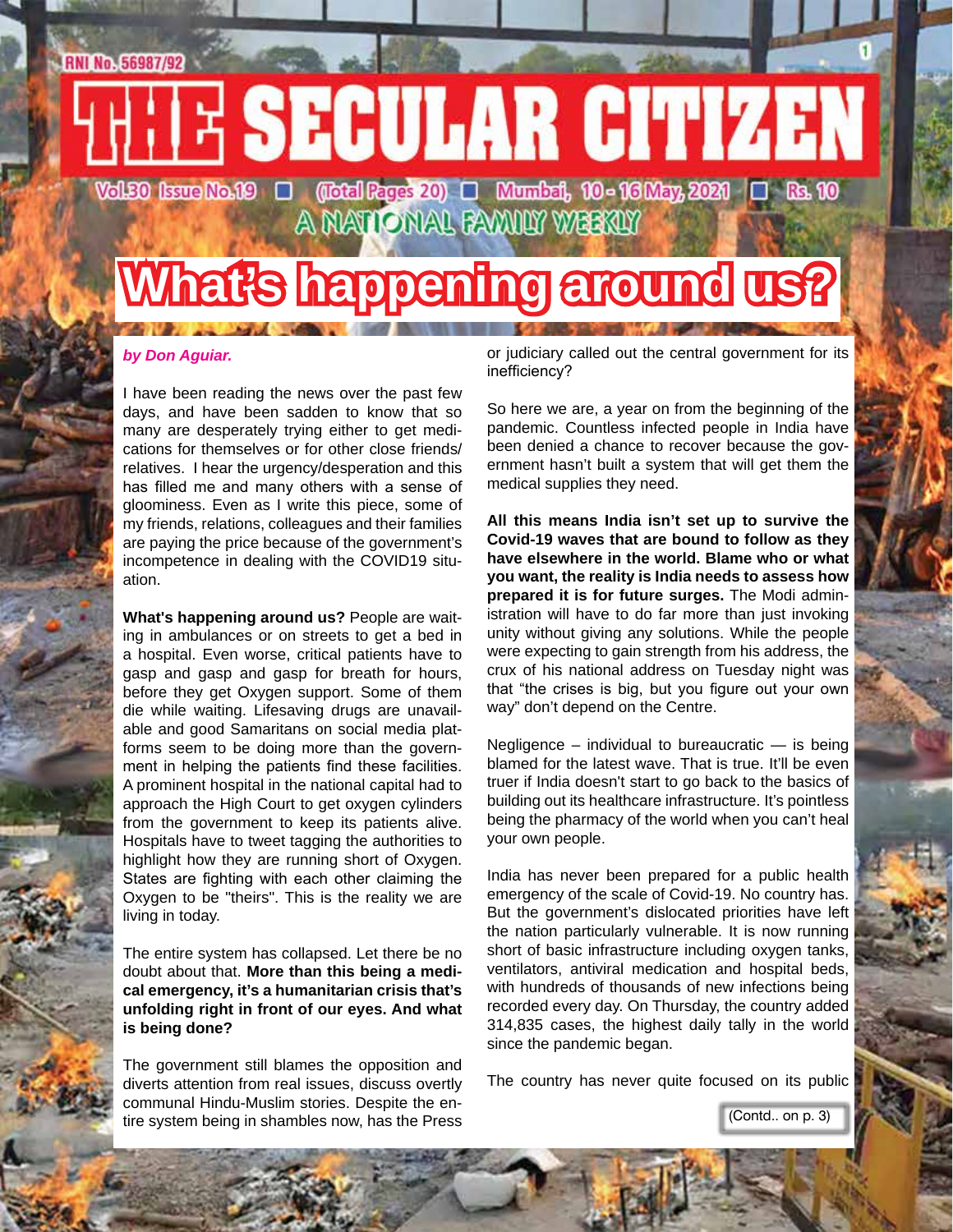RNI No. 56987/92

# THE SECULAR CITIZEN

Vol.30 Issue No.19 ■ (Total Pages 20) ■ Mumbai, 10 - 16 May, 2021 ■ Rs. 10

A NATIONAL FAMILY WEEKLY

## What's happening around us?

*by Don Aguiar.*

I have been reading the news over the past few days, and have been sadden to know that so many are desperately trying either to get medications for themselves or for other close friends/ relatives. I hear the urgency/desperation and this has filled me and many others with a sense of gloominess. Even as I write this piece, some of my friends, relations, colleagues and their families are paying the price because of the government's incompetence in dealing with the COVID19 situation.

**What's happening around us?** People are waiting in ambulances or on streets to get a bed in a hospital. Even worse, critical patients have to gasp and gasp and gasp for breath for hours, before they get Oxygen support. Some of them die while waiting. Lifesaving drugs are unavailable and good Samaritans on social media platforms seem to be doing more than the government in helping the patients find these facilities. A prominent hospital in the national capital had to approach the High Court to get oxygen cylinders from the government to keep its patients alive. Hospitals have to tweet tagging the authorities to highlight how they are running short of Oxygen. States are fighting with each other claiming the Oxygen to be "theirs". This is the reality we are living in today.

The entire system has collapsed. Let there be no doubt about that. **More than this being a medical emergency, it's a humanitarian crisis that's unfolding right in front of our eyes. And what is being done?**

The government still blames the opposition and diverts attention from real issues, discuss overtly communal Hindu-Muslim stories. Despite the entire system being in shambles now, has the Press or judiciary called out the central government for its inefficiency?

So here we are, a year on from the beginning of the pandemic. Countless infected people in India have been denied a chance to recover because the government hasn't built a system that will get them the medical supplies they need.

**All this means India isn't set up to survive the Covid-19 waves that are bound to follow as they have elsewhere in the world. Blame who or what you want, the reality is India needs to assess how prepared it is for future surges.** The Modi administration will have to do far more than just invoking unity without giving any solutions. While the people were expecting to gain strength from his address, the crux of his national address on Tuesday night was that "the crises is big, but you figure out your own way" don't depend on the Centre.

Negligence – individual to bureaucratic — is being blamed for the latest wave. That is true. It'll be even truer if India doesn't start to go back to the basics of building out its healthcare infrastructure. It's pointless being the pharmacy of the world when you can't heal your own people.

India has never been prepared for a public health emergency of the scale of Covid-19. No country has. But the government's dislocated priorities have left the nation particularly vulnerable. It is now running short of basic infrastructure including oxygen tanks, ventilators, antiviral medication and hospital beds, with hundreds of thousands of new infections being recorded every day. On Thursday, the country added 314,835 cases, the highest daily tally in the world since the pandemic began.

The country has never quite focused on its public

(Contd.. on p. 3)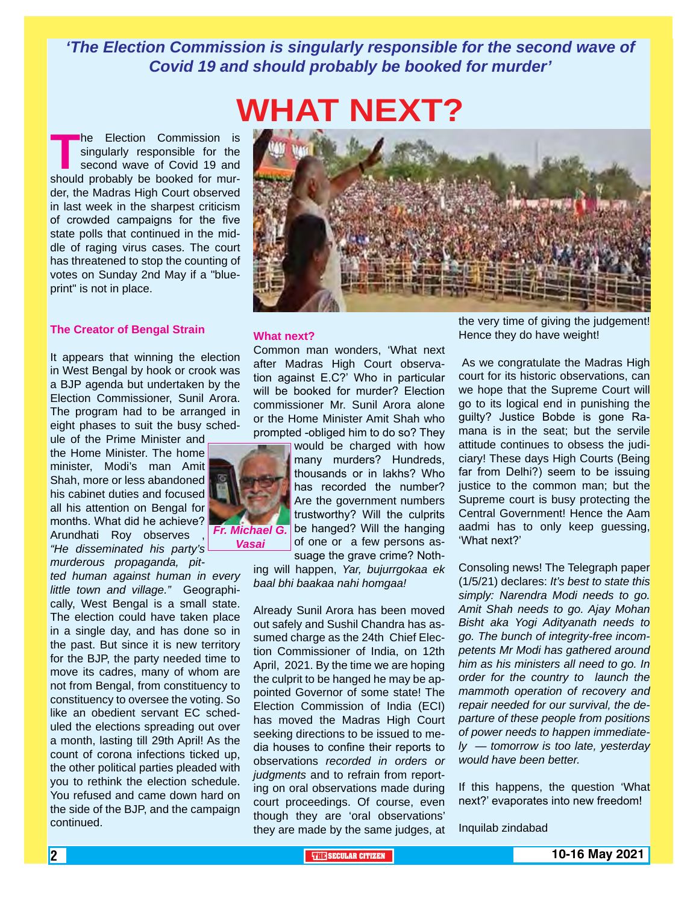*'The Election Commission is singularly responsible for the second wave of Covid 19 and should probably be booked for murder'*

# WHAT NEXT?

The Election Commission is singularly responsible for the second wave of Covid 19 and should probably be booked for murder, the Madras High Court observed in last week in the sharpest criticism of crowded campaigns for the five state polls that continued in the middle of raging virus cases. The court has threatened to stop the counting of votes on Sunday 2nd May if a "blueprint" is not in place.

### The Creator of Bengal Strain

It appears that winning the election in West Bengal by hook or crook was a BJP agenda but undertaken by the Election Commissioner, Sunil Arora. The program had to be arranged in eight phases to suit the busy schedule of the Prime Minister and the Home Minister. The home minister, Modi's man Amit Shah, more or less abandoned his cabinet duties and focused all his attention on Bengal for months. What did he achieve? Arundhati Roy observes , *"He disseminated his party's murderous propaganda, pitted human against human in every little town and village."* Geographically, West Bengal is a small state. The election could have taken place in a single day, and has done so in the past. But since it is new territory for the BJP, the party needed time to move its cadres, many of whom are not from Bengal, from constituency to constituency to oversee the voting. So like an obedient servant EC scheduled the elections spreading out over a month, lasting till 29th April! As the count of corona infections ticked up, the other political parties pleaded with you to rethink the election schedule. You refused and came down hard on the side of the BJP, and the campaign continued.

*Fr. Michael G. Vasai*

### What next?

Common man wonders, 'What next after Madras High Court observation against E.C?' Who in particular will be booked for murder? Election commissioner Mr. Sunil Arora alone or the Home Minister Amit Shah who prompted -obliged him to do so? They would be charged with how many murders? Hundreds, thousands or in lakhs? Who has recorded the number? Are the government numbers trustworthy? Will the culprits be hanged? Will the hanging of one or a few persons assuage the grave crime? Nothing will happen, *Yar, bujurrgokaa ek baal bhi baakaa nahi homgaa!*

Already Sunil Arora has been moved out safely and Sushil Chandra has assumed charge as the 24th Chief Election Commissioner of India, on 12th April, 2021. By the time we are hoping the culprit to be hanged he may be appointed Governor of some state! The Election Commission of India (ECI) has moved the Madras High Court seeking directions to be issued to media houses to confine their reports to observations *recorded in orders or judgments* and to refrain from reporting on oral observations made during court proceedings. Of course, even though they are 'oral observations' they are made by the same judges, at the very time of giving the judgement! Hence they do have weight!

As we congratulate the Madras High court for its historic observations, can we hope that the Supreme Court will go to its logical end in punishing the guilty? Justice Bobde is gone Ramana is in the seat; but the servile attitude continues to obsess the judiciary! These days High Courts (Being far from Delhi?) seem to be issuing justice to the common man; but the Supreme court is busy protecting the Central Government! Hence the Aam aadmi has to only keep guessing, 'What next?'

Consoling news! The Telegraph paper (1/5/21) declares: *It's best to state this simply: Narendra Modi needs to go. Amit Shah needs to go. Ajay Mohan Bisht aka Yogi Adityanath needs to go. The bunch of integrity-free incompetents Mr Modi has gathered around him as his ministers all need to go. In order for the country to launch the mammoth operation of recovery and repair needed for our survival, the departure of these people from positions of power needs to happen immediately — tomorrow is too late, yesterday would have been better.*

If this happens, the question 'What next?' evaporates into new freedom!

Inquilab zindabad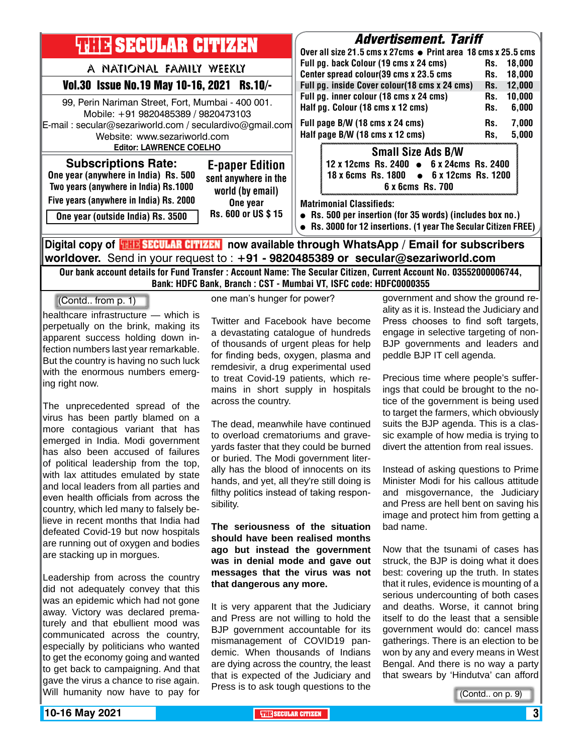# THE SECULAR CITIZEN

A NATIONAL FAMILY WEEKLY

**Vol.30 Issue No.19 May 10-16, 2021 Rs.10/-**

99, Perin Nariman Street, Fort, Mumbai - 400 001.
Mobile: +91 9820485389 / 9820473103
E-mail : secular@sezariworld.com / seculardivo@gmail.com
Website: www.sezariworld.com
**Editor: LAWRENCE COELHO**

## Subscriptions Rate:

One year (anywhere in India) Rs. 500
Two years (anywhere in India) Rs.1000
Five years (anywhere in India) Rs. 2000
One year (outside India) Rs. 3500

## E-paper Edition

sent anywhere in the world (by email)
One year
Rs. 600 or US $ 15

## Advertisement. Tariff

Over all size 21.5 cms x 27cms • Print area 18 cms x 25.5 cms

| | |
|---|---|
| Full pg. back Colour (19 cms x 24 cms) | Rs. 18,000 |
| Center spread colour(39 cms x 23.5 cms | Rs. 18,000 |
| Full pg. inside Cover colour(18 cms x 24 cms) | Rs. 12,000 |
| Full pg. inner colour (18 cms x 24 cms) | Rs. 10,000 |
| Half pg. Colour (18 cms x 12 cms) | Rs. 6,000 |
| Full page B/W (18 cms x 24 cms) | Rs. 7,000 |
| Half page B/W (18 cms x 12 cms) | Rs, 5,000 |

### Small Size Ads B/W

12 x 12cms Rs. 2400 • 6 x 24cms Rs. 2400
18 x 6cms Rs. 1800 • 6 x 12cms Rs. 1200
6 x 6cms Rs. 700

**Matrimonial Classifieds:**

- Rs. 500 per insertion (for 35 words) (includes box no.)
- Rs. 3000 for 12 insertions. (1 year The Secular Citizen FREE)

**Digital copy of THE SECULAR CITIZEN now available through WhatsApp / Email for subscribers worldover.** Send in your request to : **+91 - 9820485389 or secular@sezariworld.com**

**Our bank account details for Fund Transfer : Account Name: The Secular Citizen, Current Account No. 03552000006744, Bank: HDFC Bank, Branch : CST - Mumbai VT, ISFC code: HDFC0000355**

(Contd.. from p. 1)

healthcare infrastructure — which is perpetually on the brink, making its apparent success holding down infection numbers last year remarkable. But the country is having no such luck with the enormous numbers emerging right now.

The unprecedented spread of the virus has been partly blamed on a more contagious variant that has emerged in India. Modi government has also been accused of failures of political leadership from the top, with lax attitudes emulated by state and local leaders from all parties and even health officials from across the country, which led many to falsely believe in recent months that India had defeated Covid-19 but now hospitals are running out of oxygen and bodies are stacking up in morgues.

Leadership from across the country did not adequately convey that this was an epidemic which had not gone away. Victory was declared prematurely and that ebullient mood was communicated across the country, especially by politicians who wanted to get the economy going and wanted to get back to campaigning. And that gave the virus a chance to rise again. Will humanity now have to pay for one man's hunger for power?

Twitter and Facebook have become a devastating catalogue of hundreds of thousands of urgent pleas for help for finding beds, oxygen, plasma and remdesivir, a drug experimental used to treat Covid-19 patients, which remains in short supply in hospitals across the country.

The dead, meanwhile have continued to overload crematoriums and graveyards faster that they could be burned or buried. The Modi government literally has the blood of innocents on its hands, and yet, all they're still doing is filthy politics instead of taking responsibility.

**The seriousness of the situation should have been realised months ago but instead the government was in denial mode and gave out messages that the virus was not that dangerous any more.**

It is very apparent that the Judiciary and Press are not willing to hold the BJP government accountable for its mismanagement of COVID19 pandemic. When thousands of Indians are dying across the country, the least that is expected of the Judiciary and Press is to ask tough questions to the government and show the ground reality as it is. Instead the Judiciary and Press chooses to find soft targets, engage in selective targeting of non-BJP governments and leaders and peddle BJP IT cell agenda.

Precious time where people's sufferings that could be brought to the notice of the government is being used to target the farmers, which obviously suits the BJP agenda. This is a classic example of how media is trying to divert the attention from real issues.

Instead of asking questions to Prime Minister Modi for his callous attitude and misgovernance, the Judiciary and Press are hell bent on saving his image and protect him from getting a bad name.

Now that the tsunami of cases has struck, the BJP is doing what it does best: covering up the truth. In states that it rules, evidence is mounting of a serious undercounting of both cases and deaths. Worse, it cannot bring itself to do the least that a sensible government would do: cancel mass gatherings. There is an election to be won by any and every means in West Bengal. And there is no way a party that swears by 'Hindutva' can afford

(Contd.. on p. 9)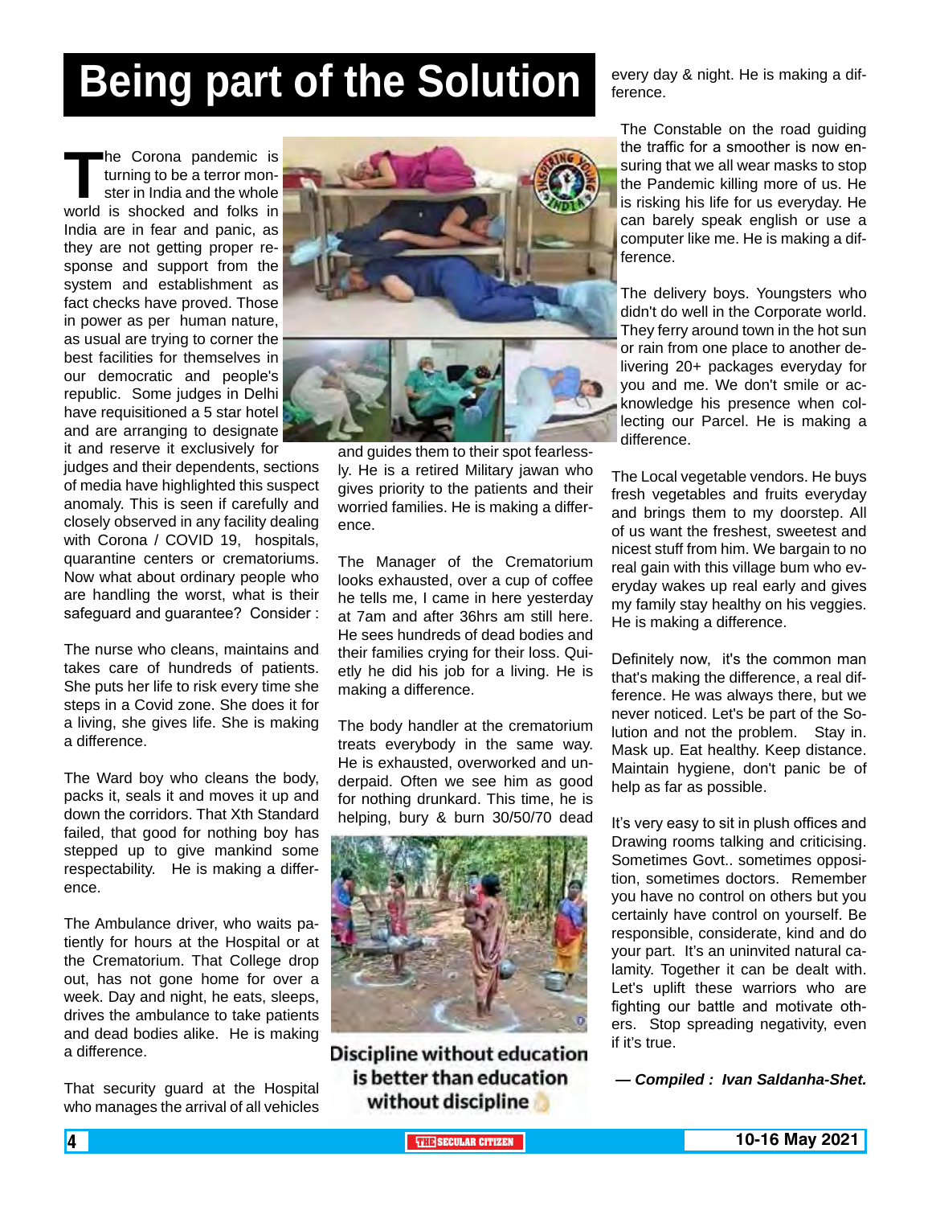# Being part of the Solution

The Corona pandemic is turning to be a terror monster in India and the whole world is shocked and folks in India are in fear and panic, as they are not getting proper response and support from the system and establishment as fact checks have proved. Those in power as per human nature, as usual are trying to corner the best facilities for themselves in our democratic and people's republic. Some judges in Delhi have requisitioned a 5 star hotel and are arranging to designate it and reserve it exclusively for judges and their dependents, sections of media have highlighted this suspect anomaly. This is seen if carefully and closely observed in any facility dealing with Corona / COVID 19, hospitals, quarantine centers or crematoriums. Now what about ordinary people who are handling the worst, what is their safeguard and guarantee? Consider :

The nurse who cleans, maintains and takes care of hundreds of patients. She puts her life to risk every time she steps in a Covid zone. She does it for a living, she gives life. She is making a difference.

The Ward boy who cleans the body, packs it, seals it and moves it up and down the corridors. That Xth Standard failed, that good for nothing boy has stepped up to give mankind some respectability. He is making a difference.

The Ambulance driver, who waits patiently for hours at the Hospital or at the Crematorium. That College drop out, has not gone home for over a week. Day and night, he eats, sleeps, drives the ambulance to take patients and dead bodies alike. He is making a difference.

That security guard at the Hospital who manages the arrival of all vehicles and guides them to their spot fearlessly. He is a retired Military jawan who gives priority to the patients and their worried families. He is making a difference.

The Manager of the Crematorium looks exhausted, over a cup of coffee he tells me, I came in here yesterday at 7am and after 36hrs am still here. He sees hundreds of dead bodies and their families crying for their loss. Quietly he did his job for a living. He is making a difference.

The body handler at the crematorium treats everybody in the same way. He is exhausted, overworked and underpaid. Often we see him as good for nothing drunkard. This time, he is helping, bury & burn 30/50/70 dead every day & night. He is making a difference.

The Constable on the road guiding the traffic for a smoother is now ensuring that we all wear masks to stop the Pandemic killing more of us. He is risking his life for us everyday. He can barely speak english or use a computer like me. He is making a difference.

The delivery boys. Youngsters who didn't do well in the Corporate world. They ferry around town in the hot sun or rain from one place to another delivering 20+ packages everyday for you and me. We don't smile or acknowledge his presence when collecting our Parcel. He is making a difference.

The Local vegetable vendors. He buys fresh vegetables and fruits everyday and brings them to my doorstep. All of us want the freshest, sweetest and nicest stuff from him. We bargain to no real gain with this village bum who everyday wakes up real early and gives my family stay healthy on his veggies. He is making a difference.

Definitely now, it's the common man that's making the difference, a real difference. He was always there, but we never noticed. Let's be part of the Solution and not the problem. Stay in. Mask up. Eat healthy. Keep distance. Maintain hygiene, don't panic be of help as far as possible.

It's very easy to sit in plush offices and Drawing rooms talking and criticising. Sometimes Govt.. sometimes opposition, sometimes doctors. Remember you have no control on others but you certainly have control on yourself. Be responsible, considerate, kind and do your part. It's an uninvited natural calamity. Together it can be dealt with. Let's uplift these warriors who are fighting our battle and motivate others. Stop spreading negativity, even if it's true.

***— Compiled : Ivan Saldanha-Shet.***

**Discipline without education is better than education without discipline**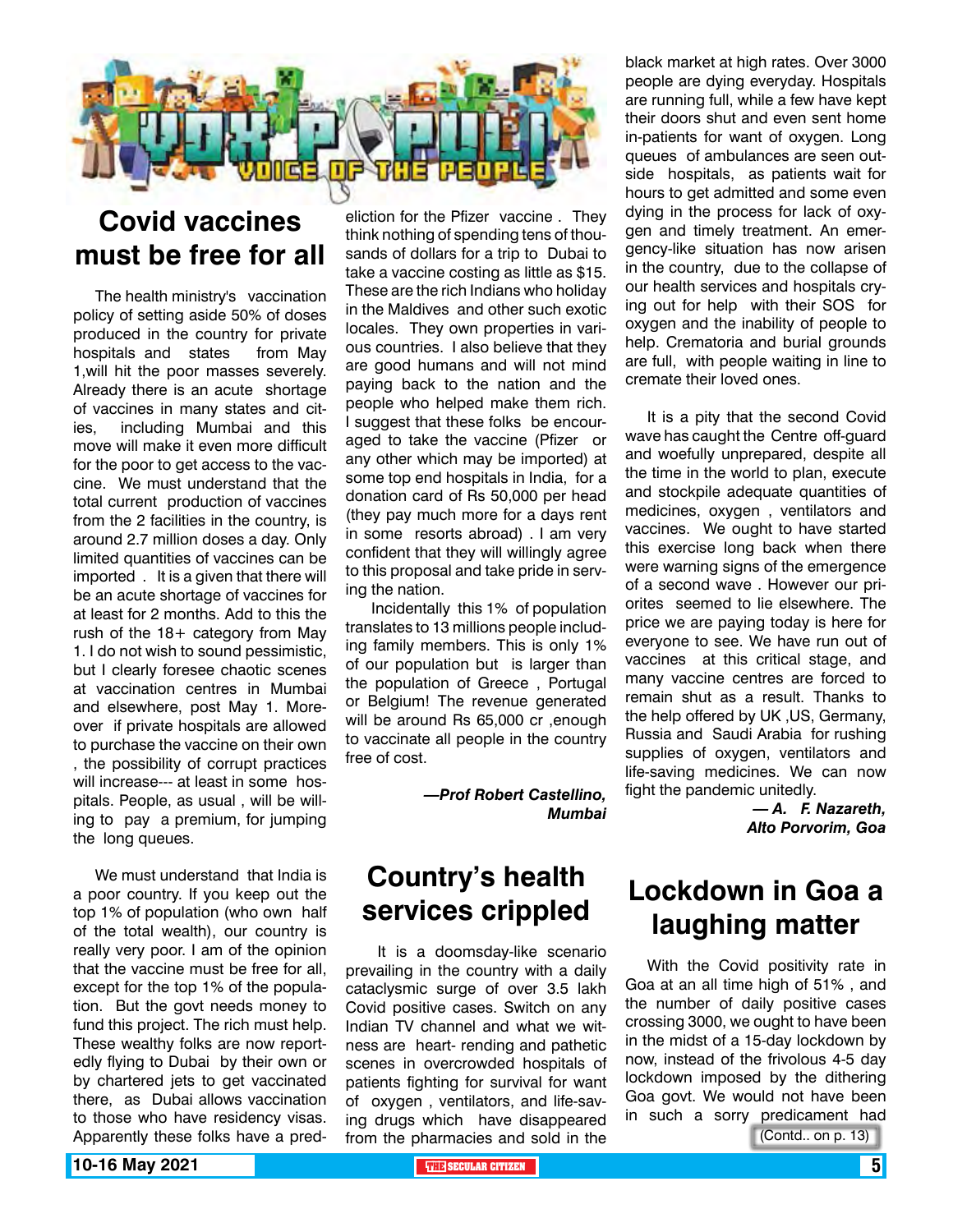# VOX POPULI — VOICE OF THE PEOPLE

## Covid vaccines must be free for all

The health ministry's vaccination policy of setting aside 50% of doses produced in the country for private hospitals and states from May 1,will hit the poor masses severely. Already there is an acute shortage of vaccines in many states and cities, including Mumbai and this move will make it even more difficult for the poor to get access to the vaccine. We must understand that the total current production of vaccines from the 2 facilities in the country, is around 2.7 million doses a day. Only limited quantities of vaccines can be imported . It is a given that there will be an acute shortage of vaccines for at least for 2 months. Add to this the rush of the 18+ category from May 1. I do not wish to sound pessimistic, but I clearly foresee chaotic scenes at vaccination centres in Mumbai and elsewhere, post May 1. Moreover if private hospitals are allowed to purchase the vaccine on their own , the possibility of corrupt practices will increase--- at least in some hospitals. People, as usual , will be willing to pay a premium, for jumping the long queues.

We must understand that India is a poor country. If you keep out the top 1% of population (who own half of the total wealth), our country is really very poor. I am of the opinion that the vaccine must be free for all, except for the top 1% of the population. But the govt needs money to fund this project. The rich must help. These wealthy folks are now reportedly flying to Dubai by their own or by chartered jets to get vaccinated there, as Dubai allows vaccination to those who have residency visas. Apparently these folks have a predeliction for the Pfizer vaccine . They think nothing of spending tens of thousands of dollars for a trip to Dubai to take a vaccine costing as little as $15. These are the rich Indians who holiday in the Maldives and other such exotic locales. They own properties in various countries. I also believe that they are good humans and will not mind paying back to the nation and the people who helped make them rich. I suggest that these folks be encouraged to take the vaccine (Pfizer or any other which may be imported) at some top end hospitals in India, for a donation card of Rs 50,000 per head (they pay much more for a days rent in some resorts abroad) . I am very confident that they will willingly agree to this proposal and take pride in serving the nation.

Incidentally this 1% of population translates to 13 millions people including family members. This is only 1% of our population but is larger than the population of Greece , Portugal or Belgium! The revenue generated will be around Rs 65,000 cr ,enough to vaccinate all people in the country free of cost.

***—Prof Robert Castellino, Mumbai***

## Country's health services crippled

It is a doomsday-like scenario prevailing in the country with a daily cataclysmic surge of over 3.5 lakh Covid positive cases. Switch on any Indian TV channel and what we witness are heart- rending and pathetic scenes in overcrowded hospitals of patients fighting for survival for want of oxygen , ventilators, and life-saving drugs which have disappeared from the pharmacies and sold in the black market at high rates. Over 3000 people are dying everyday. Hospitals are running full, while a few have kept their doors shut and even sent home in-patients for want of oxygen. Long queues of ambulances are seen outside hospitals, as patients wait for hours to get admitted and some even dying in the process for lack of oxygen and timely treatment. An emergency-like situation has now arisen in the country, due to the collapse of our health services and hospitals crying out for help with their SOS for oxygen and the inability of people to help. Crematoria and burial grounds are full, with people waiting in line to cremate their loved ones.

It is a pity that the second Covid wave has caught the Centre off-guard and woefully unprepared, despite all the time in the world to plan, execute and stockpile adequate quantities of medicines, oxygen , ventilators and vaccines. We ought to have started this exercise long back when there were warning signs of the emergence of a second wave . However our priorites seemed to lie elsewhere. The price we are paying today is here for everyone to see. We have run out of vaccines at this critical stage, and many vaccine centres are forced to remain shut as a result. Thanks to the help offered by UK ,US, Germany, Russia and Saudi Arabia for rushing supplies of oxygen, ventilators and life-saving medicines. We can now fight the pandemic unitedly.

***— A. F. Nazareth, Alto Porvorim, Goa***

## Lockdown in Goa a laughing matter

With the Covid positivity rate in Goa at an all time high of 51% , and the number of daily positive cases crossing 3000, we ought to have been in the midst of a 15-day lockdown by now, instead of the frivolous 4-5 day lockdown imposed by the dithering Goa govt. We would not have been in such a sorry predicament had

(Contd.. on p. 13)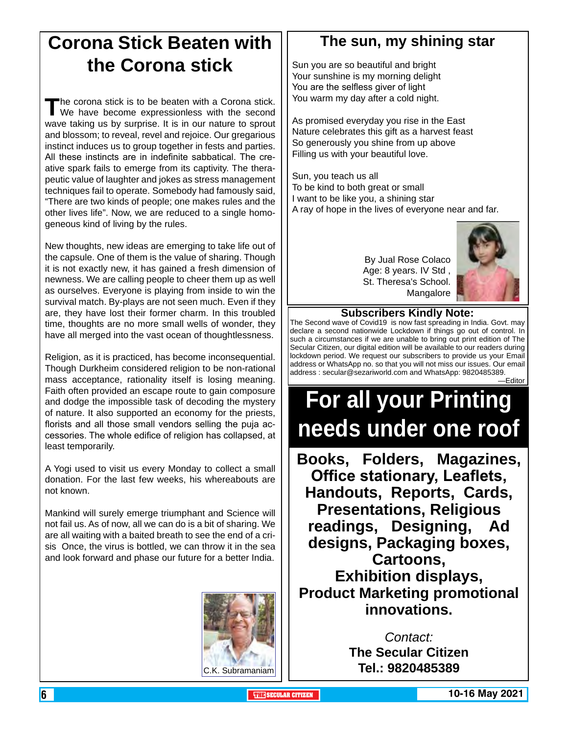# Corona Stick Beaten with the Corona stick

The corona stick is to be beaten with a Corona stick. We have become expressionless with the second wave taking us by surprise. It is in our nature to sprout and blossom; to reveal, revel and rejoice. Our gregarious instinct induces us to group together in fests and parties. All these instincts are in indefinite sabbatical. The creative spark fails to emerge from its captivity. The therapeutic value of laughter and jokes as stress management techniques fail to operate. Somebody had famously said, "There are two kinds of people; one makes rules and the other lives life". Now, we are reduced to a single homogeneous kind of living by the rules.

New thoughts, new ideas are emerging to take life out of the capsule. One of them is the value of sharing. Though it is not exactly new, it has gained a fresh dimension of newness. We are calling people to cheer them up as well as ourselves. Everyone is playing from inside to win the survival match. By-plays are not seen much. Even if they are, they have lost their former charm. In this troubled time, thoughts are no more small wells of wonder, they have all merged into the vast ocean of thoughtlessness.

Religion, as it is practiced, has become inconsequential. Though Durkheim considered religion to be non-rational mass acceptance, rationality itself is losing meaning. Faith often provided an escape route to gain composure and dodge the impossible task of decoding the mystery of nature. It also supported an economy for the priests, florists and all those small vendors selling the puja accessories. The whole edifice of religion has collapsed, at least temporarily.

A Yogi used to visit us every Monday to collect a small donation. For the last few weeks, his whereabouts are not known.

Mankind will surely emerge triumphant and Science will not fail us. As of now, all we can do is a bit of sharing. We are all waiting with a baited breath to see the end of a crisis Once, the virus is bottled, we can throw it in the sea and look forward and phase our future for a better India.

C.K. Subramaniam

# The sun, my shining star

Sun you are so beautiful and bright
Your sunshine is my morning delight
You are the selfless giver of light
You warm my day after a cold night.

As promised everyday you rise in the East
Nature celebrates this gift as a harvest feast
So generously you shine from up above
Filling us with your beautiful love.

Sun, you teach us all
To be kind to both great or small
I want to be like you, a shining star
A ray of hope in the lives of everyone near and far.

By Jual Rose Colaco
Age: 8 years. IV Std ,
St. Theresa's School.
Mangalore

## Subscribers Kindly Note:

The Second wave of Covid19 is now fast spreading in India. Govt. may declare a second nationwide Lockdown if things go out of control. In such a circumstances if we are unable to bring out print edition of The Secular Citizen, our digital edition will be available to our readers during lockdown period. We request our subscribers to provide us your Email address or WhatsApp no. so that you will not miss our issues. Our email address : secular@sezariworld.com and WhatsApp: 9820485389.

—Editor

# For all your Printing needs under one roof

**Books, Folders, Magazines, Office stationary, Leaflets, Handouts, Reports, Cards, Presentations, Religious readings, Designing, Ad designs, Packaging boxes, Cartoons, Exhibition displays, Product Marketing promotional innovations.**

*Contact:*
**The Secular Citizen**
**Tel.: 9820485389**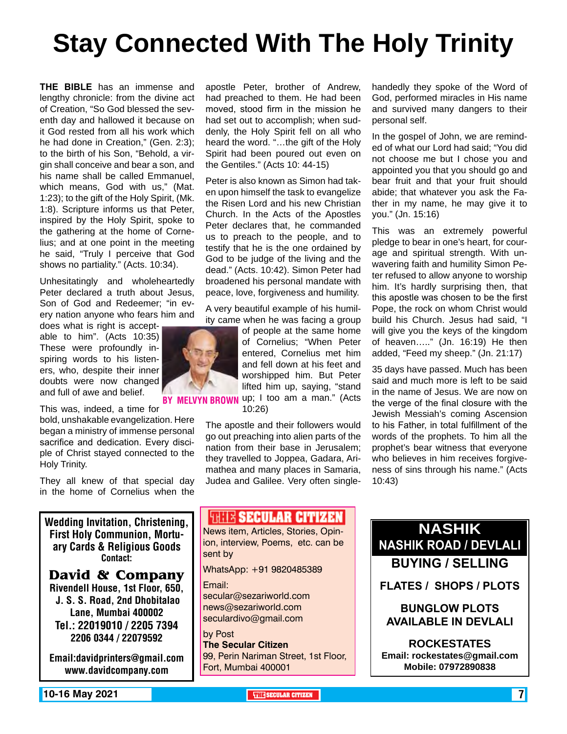# Stay Connected With The Holy Trinity

BY MELVYN BROWN

**THE BIBLE** has an immense and lengthy chronicle: from the divine act of Creation, "So God blessed the seventh day and hallowed it because on it God rested from all his work which he had done in Creation," (Gen. 2:3); to the birth of his Son, "Behold, a virgin shall conceive and bear a son, and his name shall be called Emmanuel, which means, God with us," (Mat. 1:23); to the gift of the Holy Spirit, (Mk. 1:8). Scripture informs us that Peter, inspired by the Holy Spirit, spoke to the gathering at the home of Cornelius; and at one point in the meeting he said, "Truly I perceive that God shows no partiality." (Acts. 10:34).

Unhesitatingly and wholeheartedly Peter declared a truth about Jesus, Son of God and Redeemer; "in every nation anyone who fears him and does what is right is acceptable to him". (Acts 10:35) These were profoundly inspiring words to his listeners, who, despite their inner doubts were now changed and full of awe and belief.

This was, indeed, a time for bold, unshakable evangelization. Here began a ministry of immense personal sacrifice and dedication. Every disciple of Christ stayed connected to the Holy Trinity.

They all knew of that special day in the home of Cornelius when the apostle Peter, brother of Andrew, had preached to them. He had been moved, stood firm in the mission he had set out to accomplish; when suddenly, the Holy Spirit fell on all who heard the word. "…the gift of the Holy Spirit had been poured out even on the Gentiles." (Acts 10: 44-15)

Peter is also known as Simon had taken upon himself the task to evangelize the Risen Lord and his new Christian Church. In the Acts of the Apostles Peter declares that, he commanded us to preach to the people, and to testify that he is the one ordained by God to be judge of the living and the dead." (Acts. 10:42). Simon Peter had broadened his personal mandate with peace, love, forgiveness and humility.

A very beautiful example of his humility came when he was facing a group of people at the same home of Cornelius; "When Peter entered, Cornelius met him and fell down at his feet and worshipped him. But Peter lifted him up, saying, "stand up; I too am a man." (Acts 10:26)

The apostle and their followers would go out preaching into alien parts of the nation from their base in Jerusalem; they travelled to Joppea, Gadara, Arimathea and many places in Samaria, Judea and Galilee. Very often single-handedly they spoke of the Word of God, performed miracles in His name and survived many dangers to their personal self.

In the gospel of John, we are reminded of what our Lord had said; "You did not choose me but I chose you and appointed you that you should go and bear fruit and that your fruit should abide; that whatever you ask the Father in my name, he may give it to you." (Jn. 15:16)

This was an extremely powerful pledge to bear in one's heart, for courage and spiritual strength. With unwavering faith and humility Simon Peter refused to allow anyone to worship him. It's hardly surprising then, that this apostle was chosen to be the first Pope, the rock on whom Christ would build his Church. Jesus had said, "I will give you the keys of the kingdom of heaven….." (Jn. 16:19) He then added, "Feed my sheep." (Jn. 21:17)

35 days have passed. Much has been said and much more is left to be said in the name of Jesus. We are now on the verge of the final closure with the Jewish Messiah's coming Ascension to his Father, in total fulfillment of the words of the prophets. To him all the prophet's bear witness that everyone who believes in him receives forgiveness of sins through his name." (Acts 10:43)

---

**Wedding Invitation, Christening, First Holy Communion, Mortuary Cards & Religious Goods**
**Contact:**

**David & Company**
**Rivendell House, 1st Floor, 650, J. S. S. Road, 2nd Dhobitalao Lane, Mumbai 400002**
**Tel.: 22019010 / 2205 7394 2206 0344 / 22079592**

**Email:davidprinters@gmail.com**
**www.davidcompany.com**

---

**THE SECULAR CITIZEN**

News item, Articles, Stories, Opinion, interview, Poems, etc. can be sent by

WhatsApp: +91 9820485389

Email:
secular@sezariworld.com
news@sezariworld.com
seculardivo@gmail.com

by Post
**The Secular Citizen**
99, Perin Nariman Street, 1st Floor, Fort, Mumbai 400001

---

**NASHIK**
**NASHIK ROAD / DEVLALI**
**BUYING / SELLING**

**FLATES / SHOPS / PLOTS**

**BUNGLOW PLOTS AVAILABLE IN DEVLALI**

**ROCKESTATES**
**Email: rockestates@gmail.com**
**Mobile: 07972890838**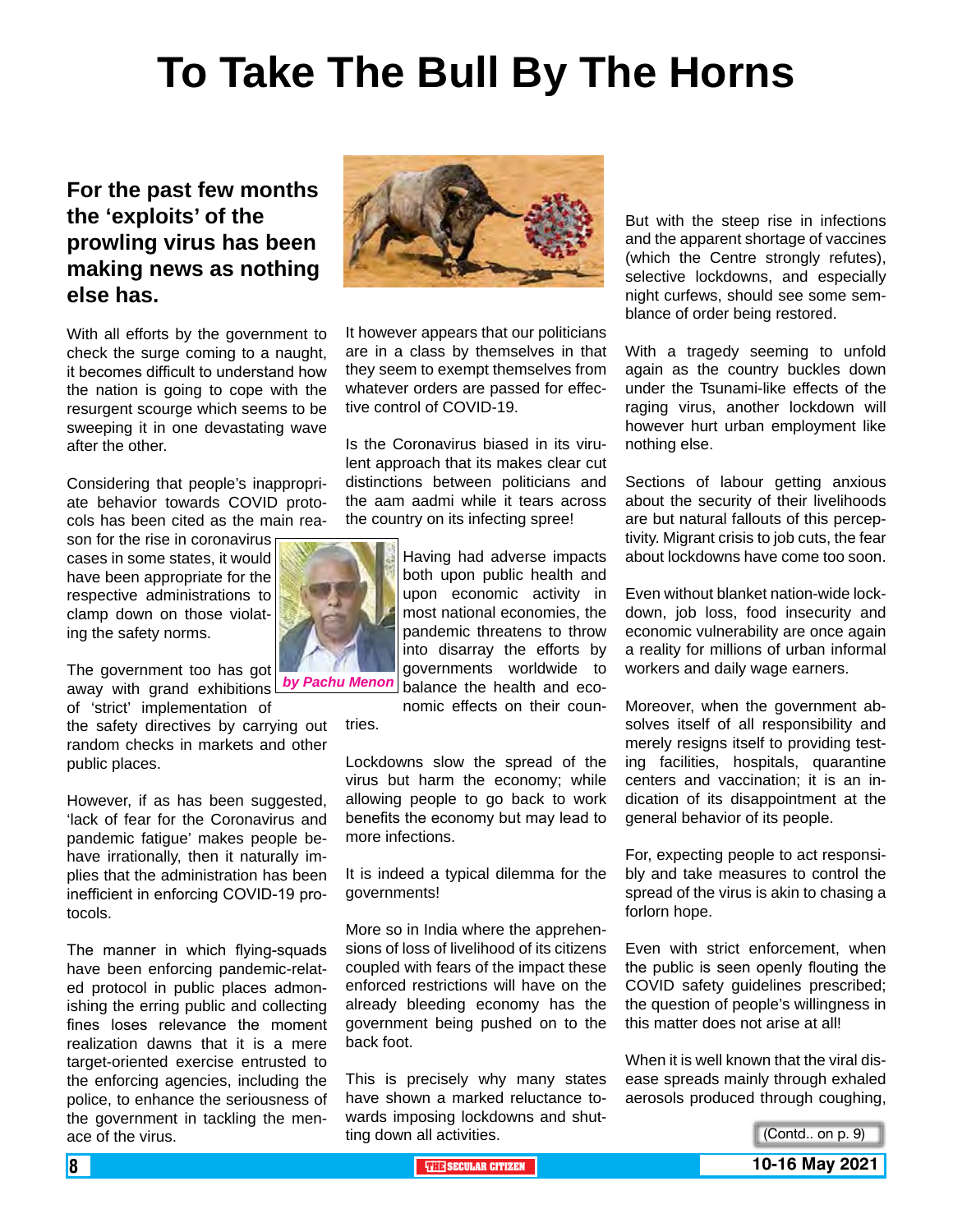# To Take The Bull By The Horns

**For the past few months the 'exploits' of the prowling virus has been making news as nothing else has.**

*by Pachu Menon*

With all efforts by the government to check the surge coming to a naught, it becomes difficult to understand how the nation is going to cope with the resurgent scourge which seems to be sweeping it in one devastating wave after the other.

Considering that people's inappropriate behavior towards COVID protocols has been cited as the main reason for the rise in coronavirus cases in some states, it would have been appropriate for the respective administrations to clamp down on those violating the safety norms.

The government too has got away with grand exhibitions of 'strict' implementation of the safety directives by carrying out random checks in markets and other public places.

However, if as has been suggested, 'lack of fear for the Coronavirus and pandemic fatigue' makes people behave irrationally, then it naturally implies that the administration has been inefficient in enforcing COVID-19 protocols.

The manner in which flying-squads have been enforcing pandemic-related protocol in public places admonishing the erring public and collecting fines loses relevance the moment realization dawns that it is a mere target-oriented exercise entrusted to the enforcing agencies, including the police, to enhance the seriousness of the government in tackling the menace of the virus.

It however appears that our politicians are in a class by themselves in that they seem to exempt themselves from whatever orders are passed for effective control of COVID-19.

Is the Coronavirus biased in its virulent approach that its makes clear cut distinctions between politicians and the aam aadmi while it tears across the country on its infecting spree!

Having had adverse impacts both upon public health and upon economic activity in most national economies, the pandemic threatens to throw into disarray the efforts by governments worldwide to balance the health and economic effects on their countries.

Lockdowns slow the spread of the virus but harm the economy; while allowing people to go back to work benefits the economy but may lead to more infections.

It is indeed a typical dilemma for the governments!

More so in India where the apprehensions of loss of livelihood of its citizens coupled with fears of the impact these enforced restrictions will have on the already bleeding economy has the government being pushed on to the back foot.

This is precisely why many states have shown a marked reluctance towards imposing lockdowns and shutting down all activities.

But with the steep rise in infections and the apparent shortage of vaccines (which the Centre strongly refutes), selective lockdowns, and especially night curfews, should see some semblance of order being restored.

With a tragedy seeming to unfold again as the country buckles down under the Tsunami-like effects of the raging virus, another lockdown will however hurt urban employment like nothing else.

Sections of labour getting anxious about the security of their livelihoods are but natural fallouts of this perceptivity. Migrant crisis to job cuts, the fear about lockdowns have come too soon.

Even without blanket nation-wide lockdown, job loss, food insecurity and economic vulnerability are once again a reality for millions of urban informal workers and daily wage earners.

Moreover, when the government absolves itself of all responsibility and merely resigns itself to providing testing facilities, hospitals, quarantine centers and vaccination; it is an indication of its disappointment at the general behavior of its people.

For, expecting people to act responsibly and take measures to control the spread of the virus is akin to chasing a forlorn hope.

Even with strict enforcement, when the public is seen openly flouting the COVID safety guidelines prescribed; the question of people's willingness in this matter does not arise at all!

When it is well known that the viral disease spreads mainly through exhaled aerosols produced through coughing,

(Contd.. on p. 9)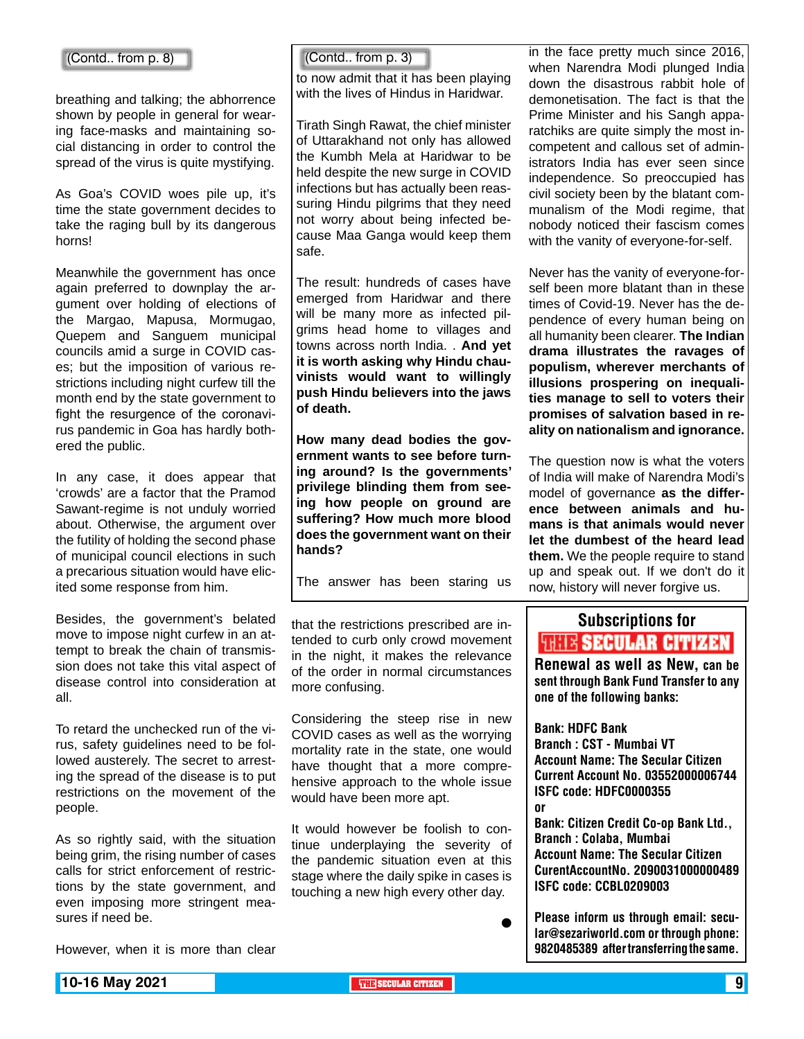(Contd.. from p. 8)

breathing and talking; the abhorrence shown by people in general for wearing face-masks and maintaining social distancing in order to control the spread of the virus is quite mystifying.

As Goa's COVID woes pile up, it's time the state government decides to take the raging bull by its dangerous horns!

Meanwhile the government has once again preferred to downplay the argument over holding of elections of the Margao, Mapusa, Mormugao, Quepem and Sanguem municipal councils amid a surge in COVID cases; but the imposition of various restrictions including night curfew till the month end by the state government to fight the resurgence of the coronavirus pandemic in Goa has hardly bothered the public.

In any case, it does appear that 'crowds' are a factor that the Pramod Sawant-regime is not unduly worried about. Otherwise, the argument over the futility of holding the second phase of municipal council elections in such a precarious situation would have elicited some response from him.

Besides, the government's belated move to impose night curfew in an attempt to break the chain of transmission does not take this vital aspect of disease control into consideration at all.

To retard the unchecked run of the virus, safety guidelines need to be followed austerely. The secret to arresting the spread of the disease is to put restrictions on the movement of the people.

As so rightly said, with the situation being grim, the rising number of cases calls for strict enforcement of restrictions by the state government, and even imposing more stringent measures if need be.

However, when it is more than clear that the restrictions prescribed are intended to curb only crowd movement in the night, it makes the relevance of the order in normal circumstances more confusing.

Considering the steep rise in new COVID cases as well as the worrying mortality rate in the state, one would have thought that a more comprehensive approach to the whole issue would have been more apt.

It would however be foolish to continue underplaying the severity of the pandemic situation even at this stage where the daily spike in cases is touching a new high every other day.

●

(Contd.. from p. 3)

to now admit that it has been playing with the lives of Hindus in Haridwar.

Tirath Singh Rawat, the chief minister of Uttarakhand not only has allowed the Kumbh Mela at Haridwar to be held despite the new surge in COVID infections but has actually been reassuring Hindu pilgrims that they need not worry about being infected because Maa Ganga would keep them safe.

The result: hundreds of cases have emerged from Haridwar and there will be many more as infected pilgrims head home to villages and towns across north India. . **And yet it is worth asking why Hindu chauvinists would want to willingly push Hindu believers into the jaws of death.**

**How many dead bodies the government wants to see before turning around? Is the governments' privilege blinding them from seeing how people on ground are suffering? How much more blood does the government want on their hands?**

The answer has been staring us in the face pretty much since 2016, when Narendra Modi plunged India down the disastrous rabbit hole of demonetisation. The fact is that the Prime Minister and his Sangh apparatchiks are quite simply the most incompetent and callous set of administrators India has ever seen since independence. So preoccupied has civil society been by the blatant communalism of the Modi regime, that nobody noticed their fascism comes with the vanity of everyone-for-self.

Never has the vanity of everyone-for-self been more blatant than in these times of Covid-19. Never has the dependence of every human being on all humanity been clearer. **The Indian drama illustrates the ravages of populism, wherever merchants of illusions prospering on inequalities manage to sell to voters their promises of salvation based in reality on nationalism and ignorance.**

The question now is what the voters of India will make of Narendra Modi's model of governance **as the difference between animals and humans is that animals would never let the dumbest of the heard lead them.** We the people require to stand up and speak out. If we don't do it now, history will never forgive us.

## Subscriptions for THE SECULAR CITIZEN

**Renewal as well as New, can be sent through Bank Fund Transfer to any one of the following banks:**

**Bank: HDFC Bank**
**Branch : CST - Mumbai VT**
**Account Name: The Secular Citizen**
**Current Account No. 03552000006744**
**ISFC code: HDFC0000355**
**or**
**Bank: Citizen Credit Co-op Bank Ltd.,**
**Branch : Colaba, Mumbai**
**Account Name: The Secular Citizen**
**CurentAccountNo. 2090031000000489**
**ISFC code: CCBL0209003**

**Please inform us through email: secular@sezariworld.com or through phone: 9820485389 after transferring the same.**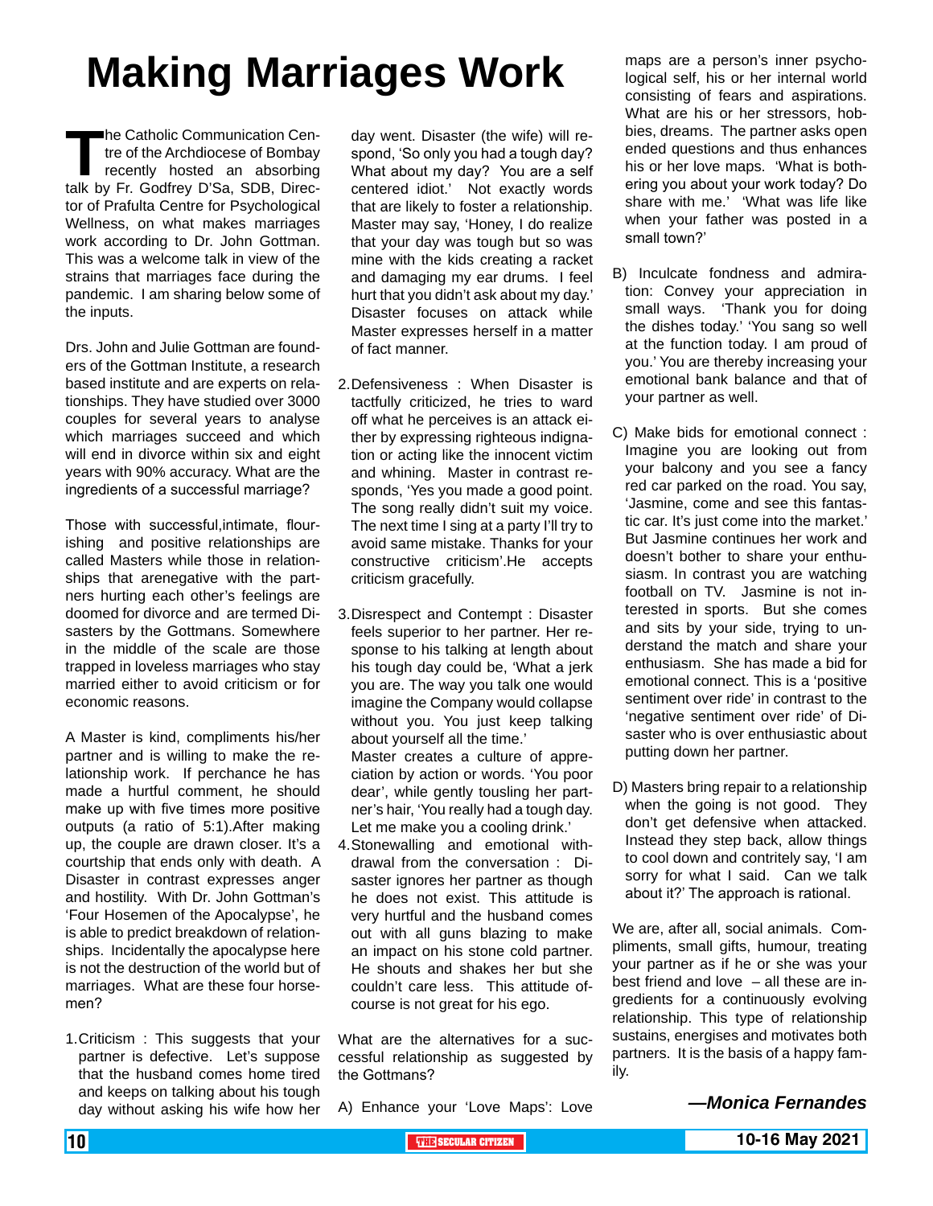# Making Marriages Work

The Catholic Communication Centre of the Archdiocese of Bombay recently hosted an absorbing talk by Fr. Godfrey D'Sa, SDB, Director of Prafulta Centre for Psychological Wellness, on what makes marriages work according to Dr. John Gottman. This was a welcome talk in view of the strains that marriages face during the pandemic. I am sharing below some of the inputs.

Drs. John and Julie Gottman are founders of the Gottman Institute, a research based institute and are experts on relationships. They have studied over 3000 couples for several years to analyse which marriages succeed and which will end in divorce within six and eight years with 90% accuracy. What are the ingredients of a successful marriage?

Those with successful,intimate, flourishing and positive relationships are called Masters while those in relationships that arenegative with the partners hurting each other's feelings are doomed for divorce and are termed Disasters by the Gottmans. Somewhere in the middle of the scale are those trapped in loveless marriages who stay married either to avoid criticism or for economic reasons.

A Master is kind, compliments his/her partner and is willing to make the relationship work. If perchance he has made a hurtful comment, he should make up with five times more positive outputs (a ratio of 5:1).After making up, the couple are drawn closer. It's a courtship that ends only with death. A Disaster in contrast expresses anger and hostility. With Dr. John Gottman's 'Four Hosemen of the Apocalypse', he is able to predict breakdown of relationships. Incidentally the apocalypse here is not the destruction of the world but of marriages. What are these four horsemen?

1. Criticism : This suggests that your partner is defective. Let's suppose that the husband comes home tired and keeps on talking about his tough day without asking his wife how her day went. Disaster (the wife) will respond, 'So only you had a tough day? What about my day? You are a self centered idiot.' Not exactly words that are likely to foster a relationship. Master may say, 'Honey, I do realize that your day was tough but so was mine with the kids creating a racket and damaging my ear drums. I feel hurt that you didn't ask about my day.' Disaster focuses on attack while Master expresses herself in a matter of fact manner.

2. Defensiveness : When Disaster is tactfully criticized, he tries to ward off what he perceives is an attack either by expressing righteous indignation or acting like the innocent victim and whining. Master in contrast responds, 'Yes you made a good point. The song really didn't suit my voice. The next time I sing at a party I'll try to avoid same mistake. Thanks for your constructive criticism'.He accepts criticism gracefully.

3. Disrespect and Contempt : Disaster feels superior to her partner. Her response to his talking at length about his tough day could be, 'What a jerk you are. The way you talk one would imagine the Company would collapse without you. You just keep talking about yourself all the time.'
Master creates a culture of appreciation by action or words. 'You poor dear', while gently tousling her partner's hair, 'You really had a tough day. Let me make you a cooling drink.'

4. Stonewalling and emotional withdrawal from the conversation : Disaster ignores her partner as though he does not exist. This attitude is very hurtful and the husband comes out with all guns blazing to make an impact on his stone cold partner. He shouts and shakes her but she couldn't care less. This attitude ofcourse is not great for his ego.

What are the alternatives for a successful relationship as suggested by the Gottmans?

A) Enhance your 'Love Maps': Love maps are a person's inner psychological self, his or her internal world consisting of fears and aspirations. What are his or her stressors, hobbies, dreams. The partner asks open ended questions and thus enhances his or her love maps. 'What is bothering you about your work today? Do share with me.' 'What was life like when your father was posted in a small town?'

B) Inculcate fondness and admiration: Convey your appreciation in small ways. 'Thank you for doing the dishes today.' 'You sang so well at the function today. I am proud of you.' You are thereby increasing your emotional bank balance and that of your partner as well.

C) Make bids for emotional connect : Imagine you are looking out from your balcony and you see a fancy red car parked on the road. You say, 'Jasmine, come and see this fantastic car. It's just come into the market.' But Jasmine continues her work and doesn't bother to share your enthusiasm. In contrast you are watching football on TV. Jasmine is not interested in sports. But she comes and sits by your side, trying to understand the match and share your enthusiasm. She has made a bid for emotional connect. This is a 'positive sentiment over ride' in contrast to the 'negative sentiment over ride' of Disaster who is over enthusiastic about putting down her partner.

D) Masters bring repair to a relationship when the going is not good. They don't get defensive when attacked. Instead they step back, allow things to cool down and contritely say, 'I am sorry for what I said. Can we talk about it?' The approach is rational.

We are, after all, social animals. Compliments, small gifts, humour, treating your partner as if he or she was your best friend and love – all these are ingredients for a continuously evolving relationship. This type of relationship sustains, energises and motivates both partners. It is the basis of a happy family.

***—Monica Fernandes***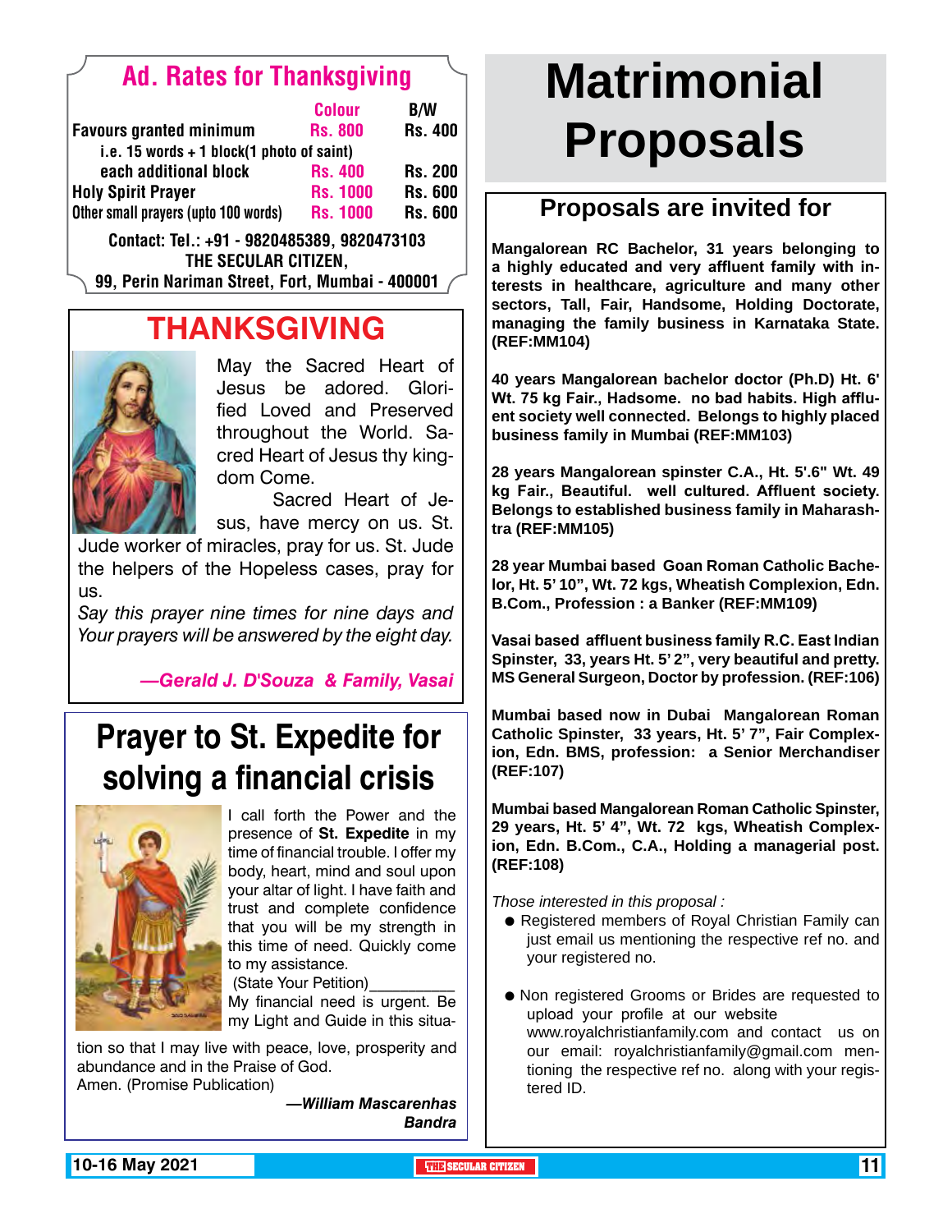## Ad. Rates for Thanksgiving

| | Colour | B/W |
|---|---|---|
| Favours granted minimum | Rs. 800 | Rs. 400 |
| i.e. 15 words + 1 block(1 photo of saint) | | |
| each additional block | Rs. 400 | Rs. 200 |
| Holy Spirit Prayer | Rs. 1000 | Rs. 600 |
| Other small prayers (upto 100 words) | Rs. 1000 | Rs. 600 |

Contact: Tel.: +91 - 9820485389, 9820473103
THE SECULAR CITIZEN,
99, Perin Nariman Street, Fort, Mumbai - 400001

# THANKSGIVING

May the Sacred Heart of Jesus be adored. Glorified Loved and Preserved throughout the World. Sacred Heart of Jesus thy kingdom Come.

Sacred Heart of Jesus, have mercy on us. St. Jude worker of miracles, pray for us. St. Jude the helpers of the Hopeless cases, pray for us.

*Say this prayer nine times for nine days and Your prayers will be answered by the eight day.*

***—Gerald J. D'Souza & Family, Vasai***

# Prayer to St. Expedite for solving a financial crisis

I call forth the Power and the presence of **St. Expedite** in my time of financial trouble. I offer my body, heart, mind and soul upon your altar of light. I have faith and trust and complete confidence that you will be my strength in this time of need. Quickly come to my assistance.

(State Your Petition)__________

My financial need is urgent. Be my Light and Guide in this situation so that I may live with peace, love, prosperity and abundance and in the Praise of God.

Amen. (Promise Publication)

***—William Mascarenhas***
***Bandra***

# Matrimonial Proposals

## Proposals are invited for

**Mangalorean RC Bachelor, 31 years belonging to a highly educated and very affluent family with interests in healthcare, agriculture and many other sectors, Tall, Fair, Handsome, Holding Doctorate, managing the family business in Karnataka State. (REF:MM104)**

**40 years Mangalorean bachelor doctor (Ph.D) Ht. 6' Wt. 75 kg Fair., Hadsome. no bad habits. High affluent society well connected. Belongs to highly placed business family in Mumbai (REF:MM103)**

**28 years Mangalorean spinster C.A., Ht. 5'.6" Wt. 49 kg Fair., Beautiful. well cultured. Affluent society. Belongs to established business family in Maharashtra (REF:MM105)**

**28 year Mumbai based Goan Roman Catholic Bachelor, Ht. 5' 10", Wt. 72 kgs, Wheatish Complexion, Edn. B.Com., Profession : a Banker (REF:MM109)**

**Vasai based affluent business family R.C. East Indian Spinster, 33, years Ht. 5' 2", very beautiful and pretty. MS General Surgeon, Doctor by profession. (REF:106)**

**Mumbai based now in Dubai Mangalorean Roman Catholic Spinster, 33 years, Ht. 5' 7", Fair Complexion, Edn. BMS, profession: a Senior Merchandiser (REF:107)**

**Mumbai based Mangalorean Roman Catholic Spinster, 29 years, Ht. 5' 4", Wt. 72 kgs, Wheatish Complexion, Edn. B.Com., C.A., Holding a managerial post. (REF:108)**

*Those interested in this proposal :*

- Registered members of Royal Christian Family can just email us mentioning the respective ref no. and your registered no.
- Non registered Grooms or Brides are requested to upload your profile at our website www.royalchristianfamily.com and contact us on our email: royalchristianfamily@gmail.com mentioning the respective ref no. along with your registered ID.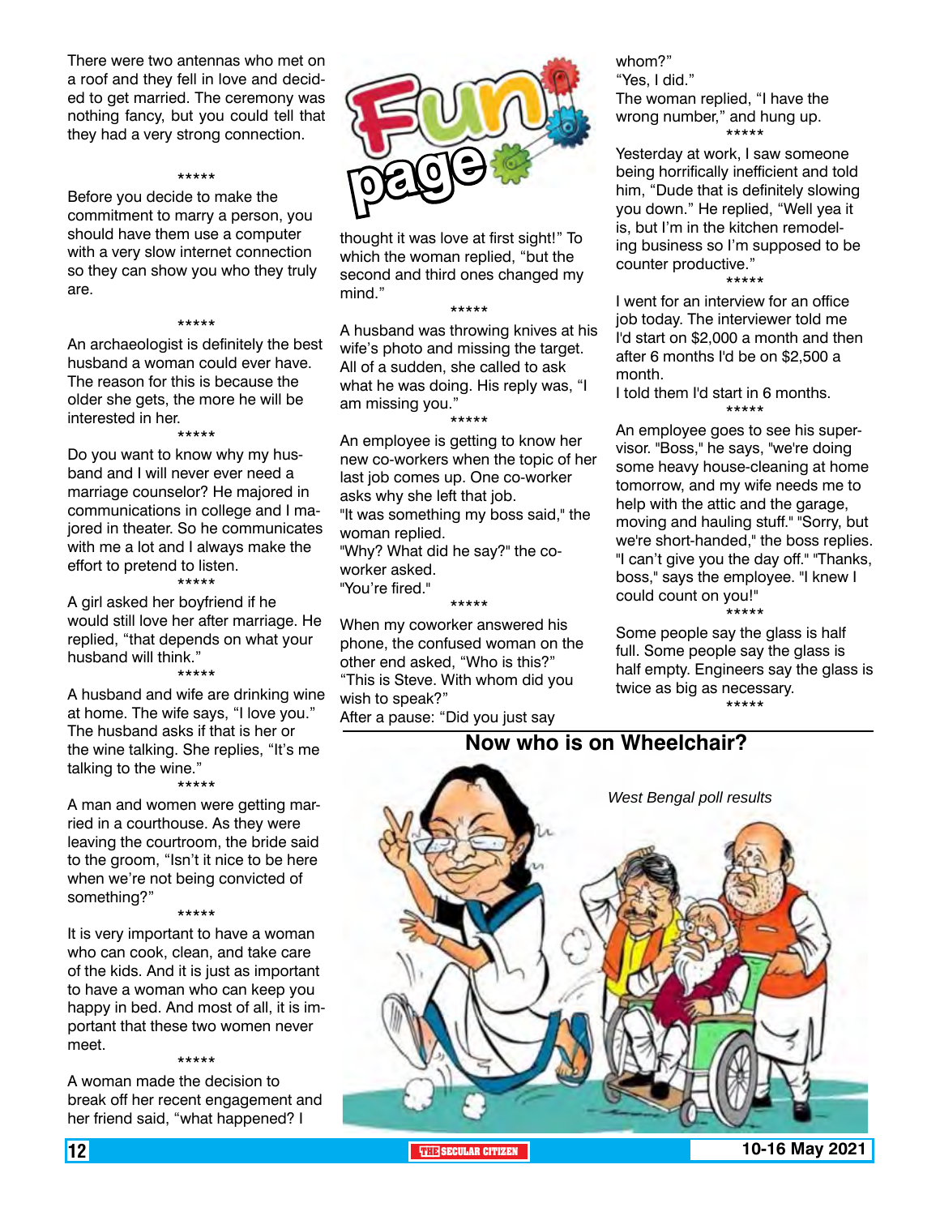There were two antennas who met on a roof and they fell in love and decided to get married. The ceremony was nothing fancy, but you could tell that they had a very strong connection.

*****

Before you decide to make the commitment to marry a person, you should have them use a computer with a very slow internet connection so they can show you who they truly are.

*****

An archaeologist is definitely the best husband a woman could ever have. The reason for this is because the older she gets, the more he will be interested in her.

*****

Do you want to know why my husband and I will never ever need a marriage counselor? He majored in communications in college and I majored in theater. So he communicates with me a lot and I always make the effort to pretend to listen.

*****

A girl asked her boyfriend if he would still love her after marriage. He replied, "that depends on what your husband will think."

*****

A husband and wife are drinking wine at home. The wife says, "I love you." The husband asks if that is her or the wine talking. She replies, "It's me talking to the wine."

*****

A man and women were getting married in a courthouse. As they were leaving the courtroom, the bride said to the groom, "Isn't it nice to be here when we're not being convicted of something?"

*****

It is very important to have a woman who can cook, clean, and take care of the kids. And it is just as important to have a woman who can keep you happy in bed. And most of all, it is important that these two women never meet.

*****

A woman made the decision to break off her recent engagement and her friend said, "what happened? I thought it was love at first sight!" To which the woman replied, "but the second and third ones changed my mind."

*****

A husband was throwing knives at his wife's photo and missing the target. All of a sudden, she called to ask what he was doing. His reply was, "I am missing you."

*****

An employee is getting to know her new co-workers when the topic of her last job comes up. One co-worker asks why she left that job.

"It was something my boss said," the woman replied.

"Why? What did he say?" the co-worker asked.

"You're fired."

*****

When my coworker answered his phone, the confused woman on the other end asked, "Who is this?"

"This is Steve. With whom did you wish to speak?"

After a pause: "Did you just say whom?"

"Yes, I did."

The woman replied, "I have the wrong number," and hung up.

*****

Yesterday at work, I saw someone being horrifically inefficient and told him, "Dude that is definitely slowing you down." He replied, "Well yea it is, but I'm in the kitchen remodeling business so I'm supposed to be counter productive."

*****

I went for an interview for an office job today. The interviewer told me I'd start on $2,000 a month and then after 6 months I'd be on $2,500 a month.

I told them I'd start in 6 months.

*****

An employee goes to see his supervisor. "Boss," he says, "we're doing some heavy house-cleaning at home tomorrow, and my wife needs me to help with the attic and the garage, moving and hauling stuff." "Sorry, but we're short-handed," the boss replies. "I can't give you the day off." "Thanks, boss," says the employee. "I knew I could count on you!"

*****

Some people say the glass is half full. Some people say the glass is half empty. Engineers say the glass is twice as big as necessary.

*****

## Now who is on Wheelchair?

*West Bengal poll results*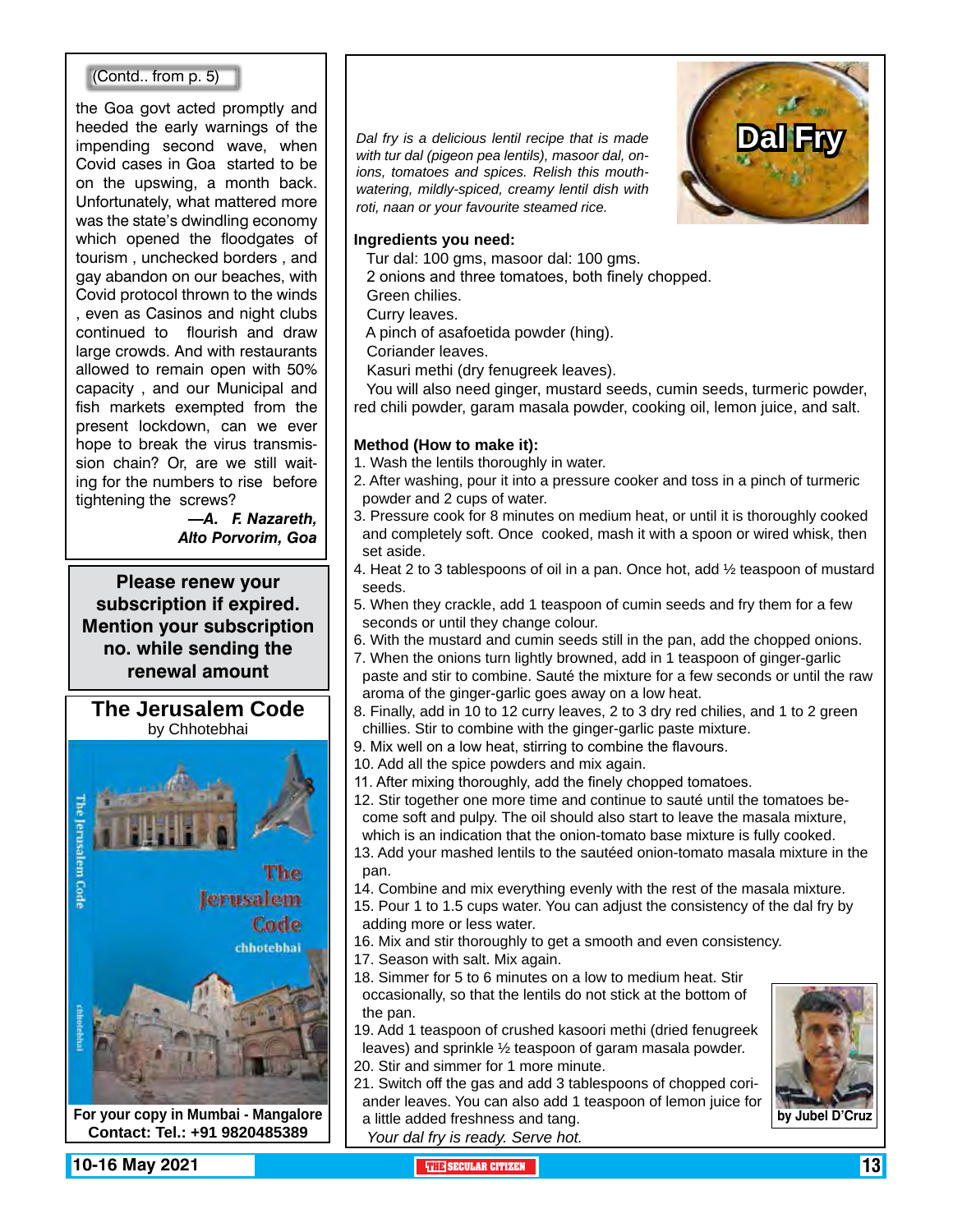(Contd.. from p. 5)

the Goa govt acted promptly and heeded the early warnings of the impending second wave, when Covid cases in Goa started to be on the upswing, a month back. Unfortunately, what mattered more was the state's dwindling economy which opened the floodgates of tourism , unchecked borders , and gay abandon on our beaches, with Covid protocol thrown to the winds , even as Casinos and night clubs continued to flourish and draw large crowds. And with restaurants allowed to remain open with 50% capacity , and our Municipal and fish markets exempted from the present lockdown, can we ever hope to break the virus transmission chain? Or, are we still waiting for the numbers to rise before tightening the screws?

***—A. F. Nazareth, Alto Porvorim, Goa***

**Please renew your subscription if expired. Mention your subscription no. while sending the renewal amount**

## The Jerusalem Code

by Chhotebhai

**For your copy in Mumbai - Mangalore Contact: Tel.: +91 9820485389**

# Dal Fry

*Dal fry is a delicious lentil recipe that is made with tur dal (pigeon pea lentils), masoor dal, onions, tomatoes and spices. Relish this mouth-watering, mildly-spiced, creamy lentil dish with roti, naan or your favourite steamed rice.*

**Ingredients you need:**

Tur dal: 100 gms, masoor dal: 100 gms.
2 onions and three tomatoes, both finely chopped.
Green chilies.
Curry leaves.
A pinch of asafoetida powder (hing).
Coriander leaves.
Kasuri methi (dry fenugreek leaves).
You will also need ginger, mustard seeds, cumin seeds, turmeric powder, red chili powder, garam masala powder, cooking oil, lemon juice, and salt.

**Method (How to make it):**

1. Wash the lentils thoroughly in water.
2. After washing, pour it into a pressure cooker and toss in a pinch of turmeric powder and 2 cups of water.
3. Pressure cook for 8 minutes on medium heat, or until it is thoroughly cooked and completely soft. Once cooked, mash it with a spoon or wired whisk, then set aside.
4. Heat 2 to 3 tablespoons of oil in a pan. Once hot, add ½ teaspoon of mustard seeds.
5. When they crackle, add 1 teaspoon of cumin seeds and fry them for a few seconds or until they change colour.
6. With the mustard and cumin seeds still in the pan, add the chopped onions.
7. When the onions turn lightly browned, add in 1 teaspoon of ginger-garlic paste and stir to combine. Sauté the mixture for a few seconds or until the raw aroma of the ginger-garlic goes away on a low heat.
8. Finally, add in 10 to 12 curry leaves, 2 to 3 dry red chilies, and 1 to 2 green chillies. Stir to combine with the ginger-garlic paste mixture.
9. Mix well on a low heat, stirring to combine the flavours.
10. Add all the spice powders and mix again.
11. After mixing thoroughly, add the finely chopped tomatoes.
12. Stir together one more time and continue to sauté until the tomatoes become soft and pulpy. The oil should also start to leave the masala mixture, which is an indication that the onion-tomato base mixture is fully cooked.
13. Add your mashed lentils to the sautéed onion-tomato masala mixture in the pan.
14. Combine and mix everything evenly with the rest of the masala mixture.
15. Pour 1 to 1.5 cups water. You can adjust the consistency of the dal fry by adding more or less water.
16. Mix and stir thoroughly to get a smooth and even consistency.
17. Season with salt. Mix again.
18. Simmer for 5 to 6 minutes on a low to medium heat. Stir occasionally, so that the lentils do not stick at the bottom of the pan.
19. Add 1 teaspoon of crushed kasoori methi (dried fenugreek leaves) and sprinkle ½ teaspoon of garam masala powder.
20. Stir and simmer for 1 more minute.
21. Switch off the gas and add 3 tablespoons of chopped coriander leaves. You can also add 1 teaspoon of lemon juice for a little added freshness and tang.

*Your dal fry is ready. Serve hot.*

**by Jubel D'Cruz**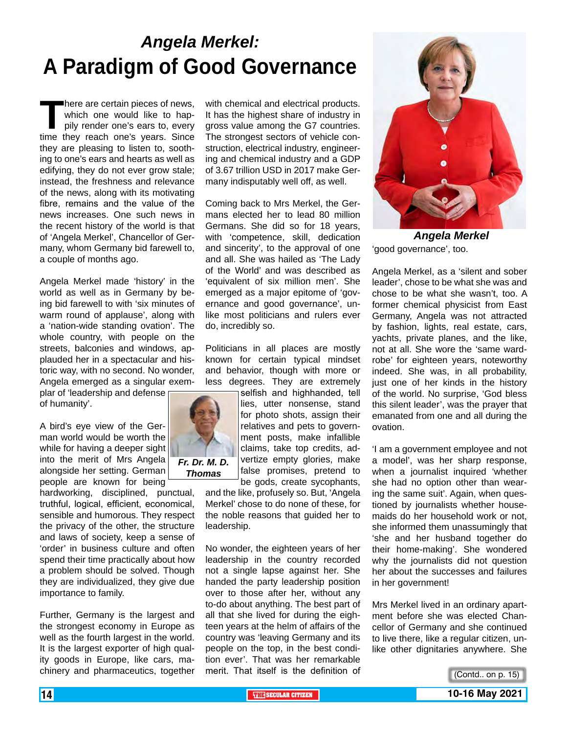# *Angela Merkel:*
# A Paradigm of Good Governance

*Fr. Dr. M. D. Thomas*

There are certain pieces of news, which one would like to happily render one's ears to, every time they reach one's years. Since they are pleasing to listen to, soothing to one's ears and hearts as well as edifying, they do not ever grow stale; instead, the freshness and relevance of the news, along with its motivating fibre, remains and the value of the news increases. One such news in the recent history of the world is that of 'Angela Merkel', Chancellor of Germany, whom Germany bid farewell to, a couple of months ago.

Angela Merkel made 'history' in the world as well as in Germany by being bid farewell to with 'six minutes of warm round of applause', along with a 'nation-wide standing ovation'. The whole country, with people on the streets, balconies and windows, applauded her in a spectacular and historic way, with no second. No wonder, Angela emerged as a singular exemplar of 'leadership and defense of humanity'.

A bird's eye view of the German world would be worth the while for having a deeper sight into the merit of Mrs Angela alongside her setting. German people are known for being hardworking, disciplined, punctual, truthful, logical, efficient, economical, sensible and humorous. They respect the privacy of the other, the structure and laws of society, keep a sense of 'order' in business culture and often spend their time practically about how a problem should be solved. Though they are individualized, they give due importance to family.

Further, Germany is the largest and the strongest economy in Europe as well as the fourth largest in the world. It is the largest exporter of high quality goods in Europe, like cars, machinery and pharmaceuts, together with chemical and electrical products. It has the highest share of industry in gross value among the G7 countries. The strongest sectors of vehicle construction, electrical industry, engineering and chemical industry and a GDP of 3.67 trillion USD in 2017 make Germany indisputably well off, as well.

Coming back to Mrs Merkel, the Germans elected her to lead 80 million Germans. She did so for 18 years, with 'competence, skill, dedication and sincerity', to the approval of one and all. She was hailed as 'The Lady of the World' and was described as 'equivalent of six million men'. She emerged as a major epitome of 'governance and good governance', unlike most politicians and rulers ever do, incredibly so.

Politicians in all places are mostly known for certain typical mindset and behavior, though with more or less degrees. They are extremely selfish and highhanded, tell lies, utter nonsense, stand for photo shots, assign their relatives and pets to government posts, make infallible claims, take top credits, advertize empty glories, make false promises, pretend to be gods, create sycophants, and the like, profusely so. But, 'Angela Merkel' chose to do none of these, for the noble reasons that guided her to leadership.

No wonder, the eighteen years of her leadership in the country recorded not a single lapse against her. She handed the party leadership position over to those after her, without any to-do about anything. The best part of all that she lived for during the eighteen years at the helm of affairs of the country was 'leaving Germany and its people on the top, in the best condition ever'. That was her remarkable merit. That itself is the definition of 'good governance', too.

***Angela Merkel***

Angela Merkel, as a 'silent and sober leader', chose to be what she was and chose to be what she wasn't, too. A former chemical physicist from East Germany, Angela was not attracted by fashion, lights, real estate, cars, yachts, private planes, and the like, not at all. She wore the 'same wardrobe' for eighteen years, noteworthy indeed. She was, in all probability, just one of her kinds in the history of the world. No surprise, 'God bless this silent leader', was the prayer that emanated from one and all during the ovation.

'I am a government employee and not a model', was her sharp response, when a journalist inquired 'whether she had no option other than wearing the same suit'. Again, when questioned by journalists whether housemaids do her household work or not, she informed them unassumingly that 'she and her husband together do their home-making'. She wondered why the journalists did not question her about the successes and failures in her government!

Mrs Merkel lived in an ordinary apartment before she was elected Chancellor of Germany and she continued to live there, like a regular citizen, unlike other dignitaries anywhere. She

(Contd.. on p. 15)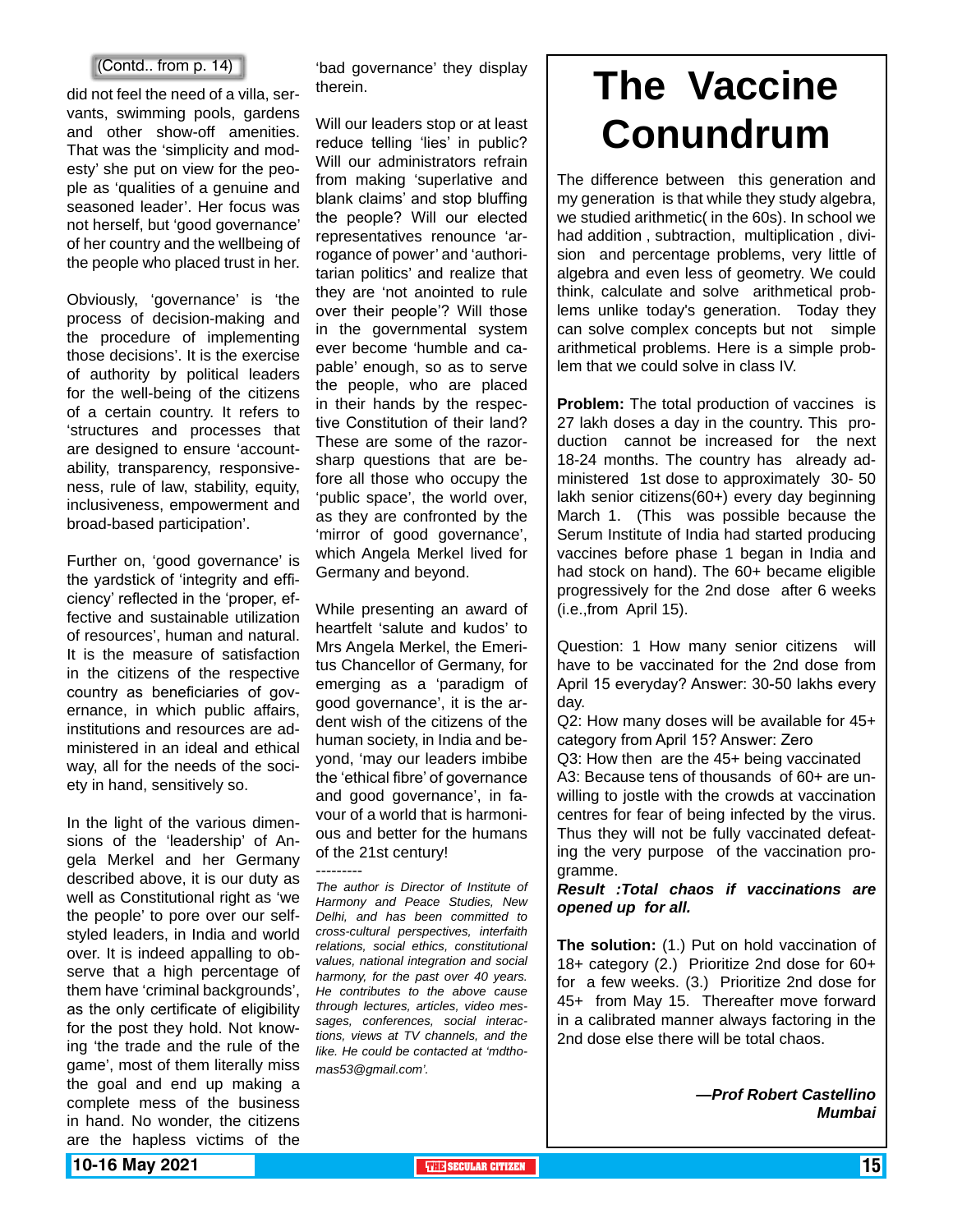(Contd.. from p. 14)

did not feel the need of a villa, servants, swimming pools, gardens and other show-off amenities. That was the 'simplicity and modesty' she put on view for the people as 'qualities of a genuine and seasoned leader'. Her focus was not herself, but 'good governance' of her country and the wellbeing of the people who placed trust in her.

Obviously, 'governance' is 'the process of decision-making and the procedure of implementing those decisions'. It is the exercise of authority by political leaders for the well-being of the citizens of a certain country. It refers to 'structures and processes that are designed to ensure 'accountability, transparency, responsiveness, rule of law, stability, equity, inclusiveness, empowerment and broad-based participation'.

Further on, 'good governance' is the yardstick of 'integrity and efficiency' reflected in the 'proper, effective and sustainable utilization of resources', human and natural. It is the measure of satisfaction in the citizens of the respective country as beneficiaries of governance, in which public affairs, institutions and resources are administered in an ideal and ethical way, all for the needs of the society in hand, sensitively so.

In the light of the various dimensions of the 'leadership' of Angela Merkel and her Germany described above, it is our duty as well as Constitutional right as 'we the people' to pore over our self-styled leaders, in India and world over. It is indeed appalling to observe that a high percentage of them have 'criminal backgrounds', as the only certificate of eligibility for the post they hold. Not knowing 'the trade and the rule of the game', most of them literally miss the goal and end up making a complete mess of the business in hand. No wonder, the citizens are the hapless victims of the 'bad governance' they display therein.

Will our leaders stop or at least reduce telling 'lies' in public? Will our administrators refrain from making 'superlative and blank claims' and stop bluffing the people? Will our elected representatives renounce 'arrogance of power' and 'authoritarian politics' and realize that they are 'not anointed to rule over their people'? Will those in the governmental system ever become 'humble and capable' enough, so as to serve the people, who are placed in their hands by the respective Constitution of their land? These are some of the razor-sharp questions that are before all those who occupy the 'public space', the world over, as they are confronted by the 'mirror of good governance', which Angela Merkel lived for Germany and beyond.

While presenting an award of heartfelt 'salute and kudos' to Mrs Angela Merkel, the Emeritus Chancellor of Germany, for emerging as a 'paradigm of good governance', it is the ardent wish of the citizens of the human society, in India and beyond, 'may our leaders imbibe the 'ethical fibre' of governance and good governance', in favour of a world that is harmonious and better for the humans of the 21st century!

---------

*The author is Director of Institute of Harmony and Peace Studies, New Delhi, and has been committed to cross-cultural perspectives, interfaith relations, social ethics, constitutional values, national integration and social harmony, for the past over 40 years. He contributes to the above cause through lectures, articles, video messages, conferences, social interactions, views at TV channels, and the like. He could be contacted at 'mdthomas53@gmail.com'.*

# The Vaccine Conundrum

The difference between this generation and my generation is that while they study algebra, we studied arithmetic( in the 60s). In school we had addition , subtraction, multiplication , division and percentage problems, very little of algebra and even less of geometry. We could think, calculate and solve arithmetical problems unlike today's generation. Today they can solve complex concepts but not simple arithmetical problems. Here is a simple problem that we could solve in class IV.

**Problem:** The total production of vaccines is 27 lakh doses a day in the country. This production cannot be increased for the next 18-24 months. The country has already administered 1st dose to approximately 30- 50 lakh senior citizens(60+) every day beginning March 1. (This was possible because the Serum Institute of India had started producing vaccines before phase 1 began in India and had stock on hand). The 60+ became eligible progressively for the 2nd dose after 6 weeks (i.e.,from April 15).

Question: 1 How many senior citizens will have to be vaccinated for the 2nd dose from April 15 everyday? Answer: 30-50 lakhs every day.

Q2: How many doses will be available for 45+ category from April 15? Answer: Zero

Q3: How then are the 45+ being vaccinated

A3: Because tens of thousands of 60+ are unwilling to jostle with the crowds at vaccination centres for fear of being infected by the virus. Thus they will not be fully vaccinated defeating the very purpose of the vaccination programme.

***Result :Total chaos if vaccinations are opened up for all.***

**The solution:** (1.) Put on hold vaccination of 18+ category (2.) Prioritize 2nd dose for 60+ for a few weeks. (3.) Prioritize 2nd dose for 45+ from May 15. Thereafter move forward in a calibrated manner always factoring in the 2nd dose else there will be total chaos.

***—Prof Robert Castellino***
***Mumbai***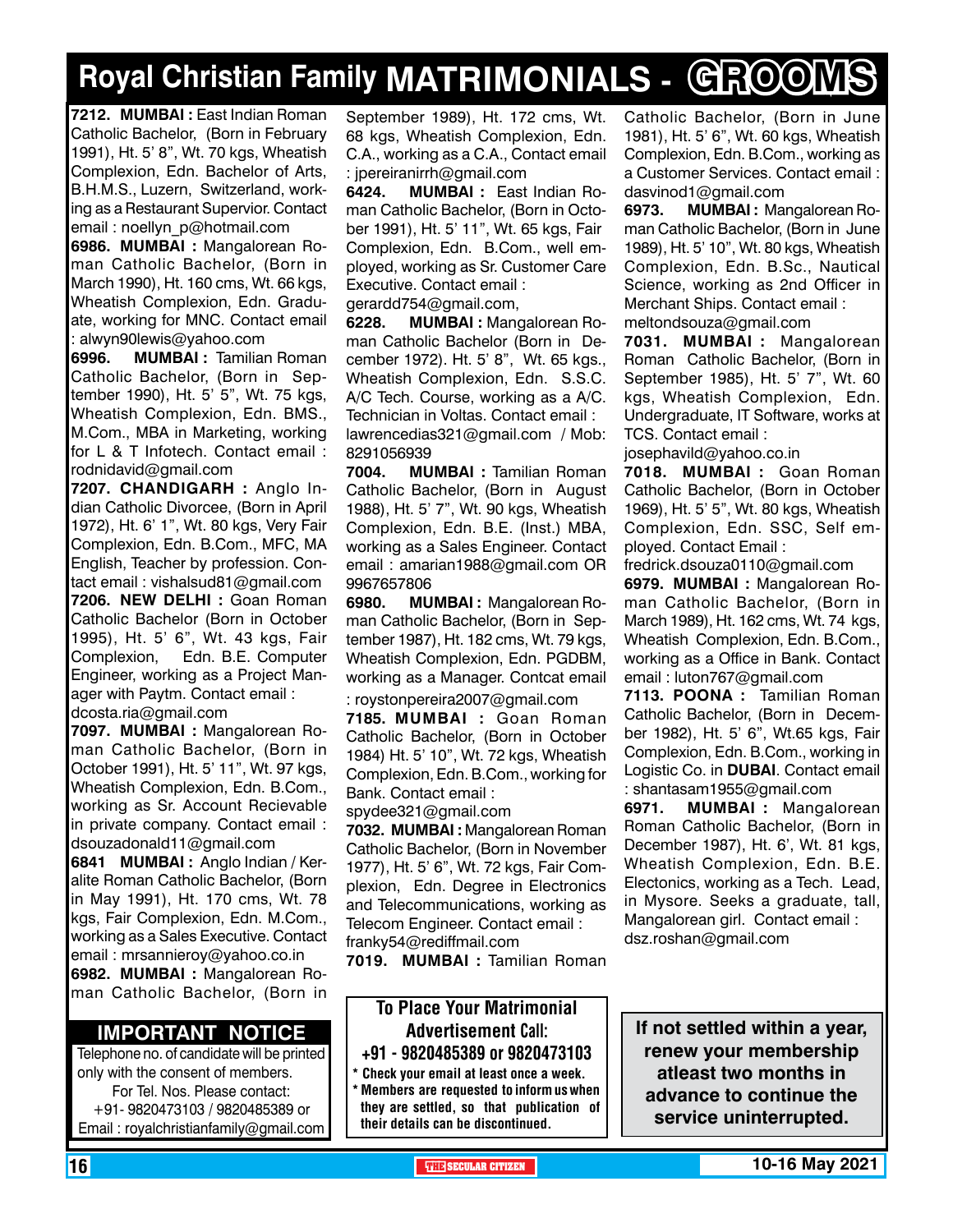# Royal Christian Family MATRIMONIALS - GROOMS

**7212. MUMBAI :** East Indian Roman Catholic Bachelor, (Born in February 1991), Ht. 5' 8", Wt. 70 kgs, Wheatish Complexion, Edn. Bachelor of Arts, B.H.M.S., Luzern, Switzerland, working as a Restaurant Supervior. Contact email : noellyn_p@hotmail.com

**6986. MUMBAI :** Mangalorean Roman Catholic Bachelor, (Born in March 1990), Ht. 160 cms, Wt. 66 kgs, Wheatish Complexion, Edn. Graduate, working for MNC. Contact email : alwyn90lewis@yahoo.com

**6996. MUMBAI :** Tamilian Roman Catholic Bachelor, (Born in September 1990), Ht. 5' 5", Wt. 75 kgs, Wheatish Complexion, Edn. BMS., M.Com., MBA in Marketing, working for L & T Infotech. Contact email : rodnidavid@gmail.com

**7207. CHANDIGARH :** Anglo Indian Catholic Divorcee, (Born in April 1972), Ht. 6' 1", Wt. 80 kgs, Very Fair Complexion, Edn. B.Com., MFC, MA English, Teacher by profession. Contact email : vishalsud81@gmail.com

**7206. NEW DELHI :** Goan Roman Catholic Bachelor (Born in October 1995), Ht. 5' 6", Wt. 43 kgs, Fair Complexion, Edn. B.E. Computer Engineer, working as a Project Manager with Paytm. Contact email : dcosta.ria@gmail.com

**7097. MUMBAI :** Mangalorean Roman Catholic Bachelor, (Born in October 1991), Ht. 5' 11", Wt. 97 kgs, Wheatish Complexion, Edn. B.Com., working as Sr. Account Recievable in private company. Contact email : dsouzadonald11@gmail.com

**6841 MUMBAI :** Anglo Indian / Keralite Roman Catholic Bachelor, (Born in May 1991), Ht. 170 cms, Wt. 78 kgs, Fair Complexion, Edn. M.Com., working as a Sales Executive. Contact email : mrsannieroy@yahoo.co.in

**6982. MUMBAI :** Mangalorean Roman Catholic Bachelor, (Born in September 1989), Ht. 172 cms, Wt. 68 kgs, Wheatish Complexion, Edn. C.A., working as a C.A., Contact email : jpereiranirrh@gmail.com

**6424. MUMBAI :** East Indian Roman Catholic Bachelor, (Born in October 1991), Ht. 5' 11", Wt. 65 kgs, Fair Complexion, Edn. B.Com., well employed, working as Sr. Customer Care Executive. Contact email : gerardd754@gmail.com,

**6228. MUMBAI :** Mangalorean Roman Catholic Bachelor (Born in December 1972). Ht. 5' 8", Wt. 65 kgs., Wheatish Complexion, Edn. S.S.C. A/C Tech. Course, working as a A/C. Technician in Voltas. Contact email : lawrencedias321@gmail.com / Mob: 8291056939

**7004. MUMBAI :** Tamilian Roman Catholic Bachelor, (Born in August 1988), Ht. 5' 7", Wt. 90 kgs, Wheatish Complexion, Edn. B.E. (Inst.) MBA, working as a Sales Engineer. Contact email : amarian1988@gmail.com OR 9967657806

**6980. MUMBAI :** Mangalorean Roman Catholic Bachelor, (Born in September 1987), Ht. 182 cms, Wt. 79 kgs, Wheatish Complexion, Edn. PGDBM, working as a Manager. Contcat email : roystonpereira2007@gmail.com

**7185. MUMBAI :** Goan Roman Catholic Bachelor, (Born in October 1984) Ht. 5' 10", Wt. 72 kgs, Wheatish Complexion, Edn. B.Com., working for Bank. Contact email : spydee321@gmail.com

**7032. MUMBAI :** Mangalorean Roman Catholic Bachelor, (Born in November 1977), Ht. 5' 6", Wt. 72 kgs, Fair Complexion, Edn. Degree in Electronics and Telecommunications, working as Telecom Engineer. Contact email : franky54@rediffmail.com

**7019. MUMBAI :** Tamilian Roman Catholic Bachelor, (Born in June 1981), Ht. 5' 6", Wt. 60 kgs, Wheatish Complexion, Edn. B.Com., working as a Customer Services. Contact email : dasvinod1@gmail.com

**6973. MUMBAI :** Mangalorean Roman Catholic Bachelor, (Born in June 1989), Ht. 5' 10", Wt. 80 kgs, Wheatish Complexion, Edn. B.Sc., Nautical Science, working as 2nd Officer in Merchant Ships. Contact email : meltondsouza@gmail.com

**7031. MUMBAI :** Mangalorean Roman Catholic Bachelor, (Born in September 1985), Ht. 5' 7", Wt. 60 kgs, Wheatish Complexion, Edn. Undergraduate, IT Software, works at TCS. Contact email : josephavild@yahoo.co.in

**7018. MUMBAI :** Goan Roman Catholic Bachelor, (Born in October 1969), Ht. 5' 5", Wt. 80 kgs, Wheatish Complexion, Edn. SSC, Self employed. Contact Email : fredrick.dsouza0110@gmail.com

**6979. MUMBAI :** Mangalorean Roman Catholic Bachelor, (Born in March 1989), Ht. 162 cms, Wt. 74 kgs, Wheatish Complexion, Edn. B.Com., working as a Office in Bank. Contact email : luton767@gmail.com

**7113. POONA :** Tamilian Roman Catholic Bachelor, (Born in December 1982), Ht. 5' 6", Wt.65 kgs, Fair Complexion, Edn. B.Com., working in Logistic Co. in **DUBAI**. Contact email : shantasam1955@gmail.com

**6971. MUMBAI :** Mangalorean Roman Catholic Bachelor, (Born in December 1987), Ht. 6', Wt. 81 kgs, Wheatish Complexion, Edn. B.E. Electonics, working as a Tech. Lead, in Mysore. Seeks a graduate, tall, Mangalorean girl. Contact email : dsz.roshan@gmail.com

## IMPORTANT NOTICE

Telephone no. of candidate will be printed only with the consent of members.
For Tel. Nos. Please contact:
+91- 9820473103 / 9820485389 or
Email : royalchristianfamily@gmail.com

**To Place Your Matrimonial Advertisement Call:**
**+91 - 9820485389 or 9820473103**

- Check your email at least once a week.
- Members are requested to inform us when they are settled, so that publication of their details can be discontinued.

**If not settled within a year, renew your membership atleast two months in advance to continue the service uninterrupted.**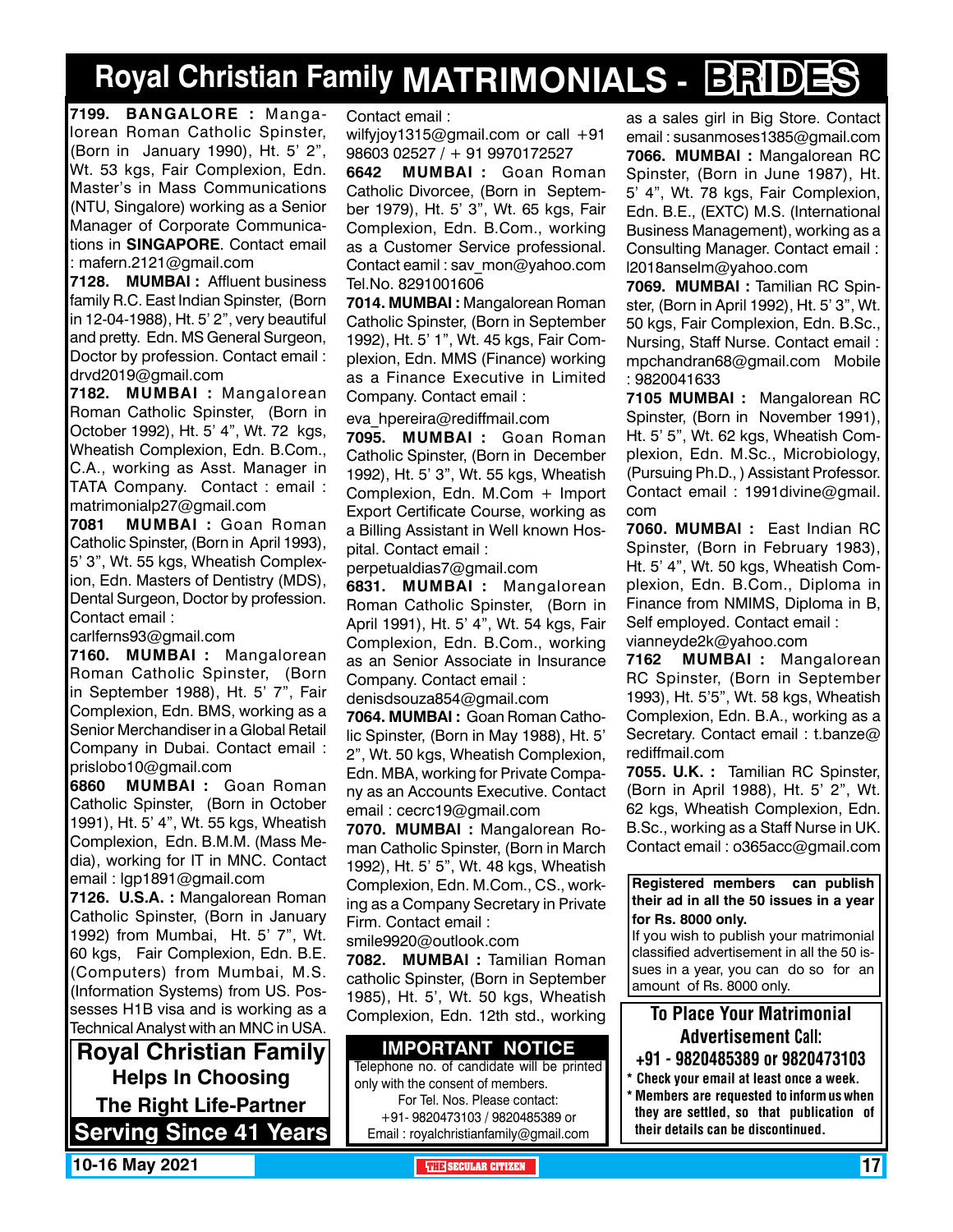# Royal Christian Family MATRIMONIALS - BRIDES

**7199. BANGALORE :** Mangalorean Roman Catholic Spinster, (Born in January 1990), Ht. 5' 2", Wt. 53 kgs, Fair Complexion, Edn. Master's in Mass Communications (NTU, Singalore) working as a Senior Manager of Corporate Communications in **SINGAPORE**. Contact email : mafern.2121@gmail.com

**7128. MUMBAI :** Affluent business family R.C. East Indian Spinster, (Born in 12-04-1988), Ht. 5' 2", very beautiful and pretty. Edn. MS General Surgeon, Doctor by profession. Contact email : drvd2019@gmail.com

**7182. MUMBAI :** Mangalorean Roman Catholic Spinster, (Born in October 1992), Ht. 5' 4", Wt. 72 kgs, Wheatish Complexion, Edn. B.Com., C.A., working as Asst. Manager in TATA Company. Contact : email : matrimonialp27@gmail.com

**7081 MUMBAI :** Goan Roman Catholic Spinster, (Born in April 1993), 5' 3", Wt. 55 kgs, Wheatish Complexion, Edn. Masters of Dentistry (MDS), Dental Surgeon, Doctor by profession. Contact email : carlferns93@gmail.com

**7160. MUMBAI :** Mangalorean Roman Catholic Spinster, (Born in September 1988), Ht. 5' 7", Fair Complexion, Edn. BMS, working as a Senior Merchandiser in a Global Retail Company in Dubai. Contact email : prislobo10@gmail.com

**6860 MUMBAI :** Goan Roman Catholic Spinster, (Born in October 1991), Ht. 5' 4", Wt. 55 kgs, Wheatish Complexion, Edn. B.M.M. (Mass Media), working for IT in MNC. Contact email : lgp1891@gmail.com

**7126. U.S.A. :** Mangalorean Roman Catholic Spinster, (Born in January 1992) from Mumbai, Ht. 5' 7", Wt. 60 kgs, Fair Complexion, Edn. B.E. (Computers) from Mumbai, M.S. (Information Systems) from US. Possesses H1B visa and is working as a Technical Analyst with an MNC in USA. Contact email : wilfyjoy1315@gmail.com or call +91 98603 02527 / + 91 9970172527

**6642 MUMBAI :** Goan Roman Catholic Divorcee, (Born in September 1979), Ht. 5' 3", Wt. 65 kgs, Fair Complexion, Edn. B.Com., working as a Customer Service professional. Contact eamil : sav_mon@yahoo.com Tel.No. 8291001606

**7014. MUMBAI :** Mangalorean Roman Catholic Spinster, (Born in September 1992), Ht. 5' 1", Wt. 45 kgs, Fair Complexion, Edn. MMS (Finance) working as a Finance Executive in Limited Company. Contact email : eva_hpereira@rediffmail.com

**7095. MUMBAI :** Goan Roman Catholic Spinster, (Born in December 1992), Ht. 5' 3", Wt. 55 kgs, Wheatish Complexion, Edn. M.Com + Import Export Certificate Course, working as a Billing Assistant in Well known Hospital. Contact email : perpetualdias7@gmail.com

**6831. MUMBAI :** Mangalorean Roman Catholic Spinster, (Born in April 1991), Ht. 5' 4", Wt. 54 kgs, Fair Complexion, Edn. B.Com., working as an Senior Associate in Insurance Company. Contact email : denisdsouza854@gmail.com

**7064. MUMBAI :** Goan Roman Catholic Spinster, (Born in May 1988), Ht. 5' 2", Wt. 50 kgs, Wheatish Complexion, Edn. MBA, working for Private Company as an Accounts Executive. Contact email : cecrc19@gmail.com

**7070. MUMBAI :** Mangalorean Roman Catholic Spinster, (Born in March 1992), Ht. 5' 5", Wt. 48 kgs, Wheatish Complexion, Edn. M.Com., CS., working as a Company Secretary in Private Firm. Contact email : smile9920@outlook.com

**7082. MUMBAI :** Tamilian Roman catholic Spinster, (Born in September 1985), Ht. 5', Wt. 50 kgs, Wheatish Complexion, Edn. 12th std., working as a sales girl in Big Store. Contact email : susanmoses1385@gmail.com

**7066. MUMBAI :** Mangalorean RC Spinster, (Born in June 1987), Ht. 5' 4", Wt. 78 kgs, Fair Complexion, Edn. B.E., (EXTC) M.S. (International Business Management), working as a Consulting Manager. Contact email : l2018anselm@yahoo.com

**7069. MUMBAI :** Tamilian RC Spinster, (Born in April 1992), Ht. 5' 3", Wt. 50 kgs, Fair Complexion, Edn. B.Sc., Nursing, Staff Nurse. Contact email : mpchandran68@gmail.com Mobile : 9820041633

**7105 MUMBAI :** Mangalorean RC Spinster, (Born in November 1991), Ht. 5' 5", Wt. 62 kgs, Wheatish Complexion, Edn. M.Sc., Microbiology, (Pursuing Ph.D., ) Assistant Professor. Contact email : 1991divine@gmail.com

**7060. MUMBAI :** East Indian RC Spinster, (Born in February 1983), Ht. 5' 4", Wt. 50 kgs, Wheatish Complexion, Edn. B.Com., Diploma in Finance from NMIMS, Diploma in B, Self employed. Contact email : vianneyde2k@yahoo.com

**7162 MUMBAI :** Mangalorean RC Spinster, (Born in September 1993), Ht. 5'5", Wt. 58 kgs, Wheatish Complexion, Edn. B.A., working as a Secretary. Contact email : t.banze@rediffmail.com

**7055. U.K. :** Tamilian RC Spinster, (Born in April 1988), Ht. 5' 2", Wt. 62 kgs, Wheatish Complexion, Edn. B.Sc., working as a Staff Nurse in UK. Contact email : o365acc@gmail.com

**Royal Christian Family Helps In Choosing The Right Life-Partner**
**Serving Since 41 Years**

**IMPORTANT NOTICE**

Telephone no. of candidate will be printed only with the consent of members.
For Tel. Nos. Please contact:
+91- 9820473103 / 9820485389 or
Email : royalchristianfamily@gmail.com

**Registered members can publish their ad in all the 50 issues in a year for Rs. 8000 only.**
If you wish to publish your matrimonial classified advertisement in all the 50 issues in a year, you can do so for an amount of Rs. 8000 only.

**To Place Your Matrimonial Advertisement Call:**
**+91 - 9820485389 or 9820473103**

- **Check your email at least once a week.**
- **Members are requested to inform us when they are settled, so that publication of their details can be discontinued.**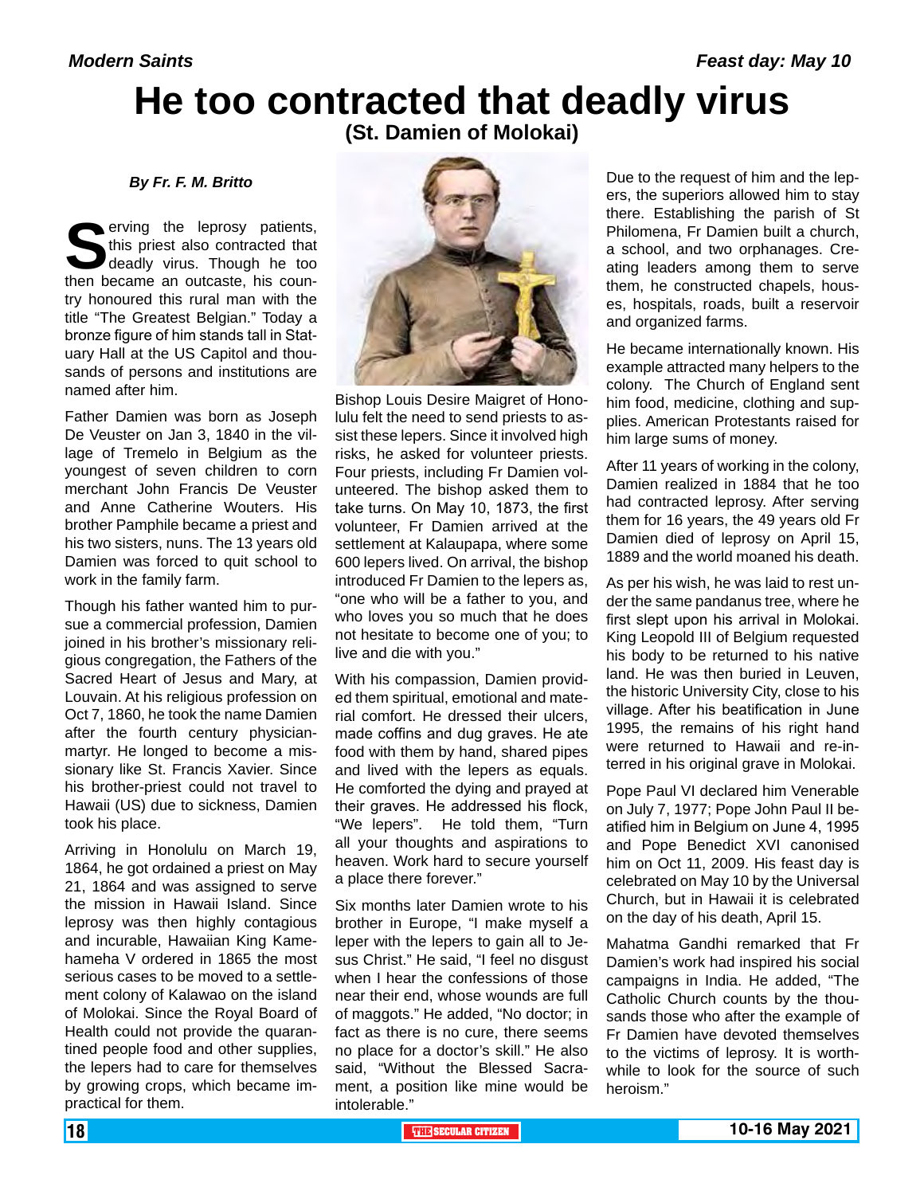*Modern Saints* *Feast day: May 10*

# He too contracted that deadly virus

## (St. Damien of Molokai)

***By Fr. F. M. Britto***

Serving the leprosy patients, this priest also contracted that deadly virus. Though he too then became an outcaste, his country honoured this rural man with the title "The Greatest Belgian." Today a bronze figure of him stands tall in Statuary Hall at the US Capitol and thousands of persons and institutions are named after him.

Father Damien was born as Joseph De Veuster on Jan 3, 1840 in the village of Tremelo in Belgium as the youngest of seven children to corn merchant John Francis De Veuster and Anne Catherine Wouters. His brother Pamphile became a priest and his two sisters, nuns. The 13 years old Damien was forced to quit school to work in the family farm.

Though his father wanted him to pursue a commercial profession, Damien joined in his brother's missionary religious congregation, the Fathers of the Sacred Heart of Jesus and Mary, at Louvain. At his religious profession on Oct 7, 1860, he took the name Damien after the fourth century physician-martyr. He longed to become a missionary like St. Francis Xavier. Since his brother-priest could not travel to Hawaii (US) due to sickness, Damien took his place.

Arriving in Honolulu on March 19, 1864, he got ordained a priest on May 21, 1864 and was assigned to serve the mission in Hawaii Island. Since leprosy was then highly contagious and incurable, Hawaiian King Kamehameha V ordered in 1865 the most serious cases to be moved to a settlement colony of Kalawao on the island of Molokai. Since the Royal Board of Health could not provide the quarantined people food and other supplies, the lepers had to care for themselves by growing crops, which became impractical for them.

Bishop Louis Desire Maigret of Honolulu felt the need to send priests to assist these lepers. Since it involved high risks, he asked for volunteer priests. Four priests, including Fr Damien volunteered. The bishop asked them to take turns. On May 10, 1873, the first volunteer, Fr Damien arrived at the settlement at Kalaupapa, where some 600 lepers lived. On arrival, the bishop introduced Fr Damien to the lepers as, "one who will be a father to you, and who loves you so much that he does not hesitate to become one of you; to live and die with you."

With his compassion, Damien provided them spiritual, emotional and material comfort. He dressed their ulcers, made coffins and dug graves. He ate food with them by hand, shared pipes and lived with the lepers as equals. He comforted the dying and prayed at their graves. He addressed his flock, "We lepers". He told them, "Turn all your thoughts and aspirations to heaven. Work hard to secure yourself a place there forever."

Six months later Damien wrote to his brother in Europe, "I make myself a leper with the lepers to gain all to Jesus Christ." He said, "I feel no disgust when I hear the confessions of those near their end, whose wounds are full of maggots." He added, "No doctor; in fact as there is no cure, there seems no place for a doctor's skill." He also said, "Without the Blessed Sacrament, a position like mine would be intolerable."

Due to the request of him and the lepers, the superiors allowed him to stay there. Establishing the parish of St Philomena, Fr Damien built a church, a school, and two orphanages. Creating leaders among them to serve them, he constructed chapels, houses, hospitals, roads, built a reservoir and organized farms.

He became internationally known. His example attracted many helpers to the colony. The Church of England sent him food, medicine, clothing and supplies. American Protestants raised for him large sums of money.

After 11 years of working in the colony, Damien realized in 1884 that he too had contracted leprosy. After serving them for 16 years, the 49 years old Fr Damien died of leprosy on April 15, 1889 and the world moaned his death.

As per his wish, he was laid to rest under the same pandanus tree, where he first slept upon his arrival in Molokai. King Leopold III of Belgium requested his body to be returned to his native land. He was then buried in Leuven, the historic University City, close to his village. After his beatification in June 1995, the remains of his right hand were returned to Hawaii and re-interred in his original grave in Molokai.

Pope Paul VI declared him Venerable on July 7, 1977; Pope John Paul II beatified him in Belgium on June 4, 1995 and Pope Benedict XVI canonised him on Oct 11, 2009. His feast day is celebrated on May 10 by the Universal Church, but in Hawaii it is celebrated on the day of his death, April 15.

Mahatma Gandhi remarked that Fr Damien's work had inspired his social campaigns in India. He added, "The Catholic Church counts by the thousands those who after the example of Fr Damien have devoted themselves to the victims of leprosy. It is worthwhile to look for the source of such heroism."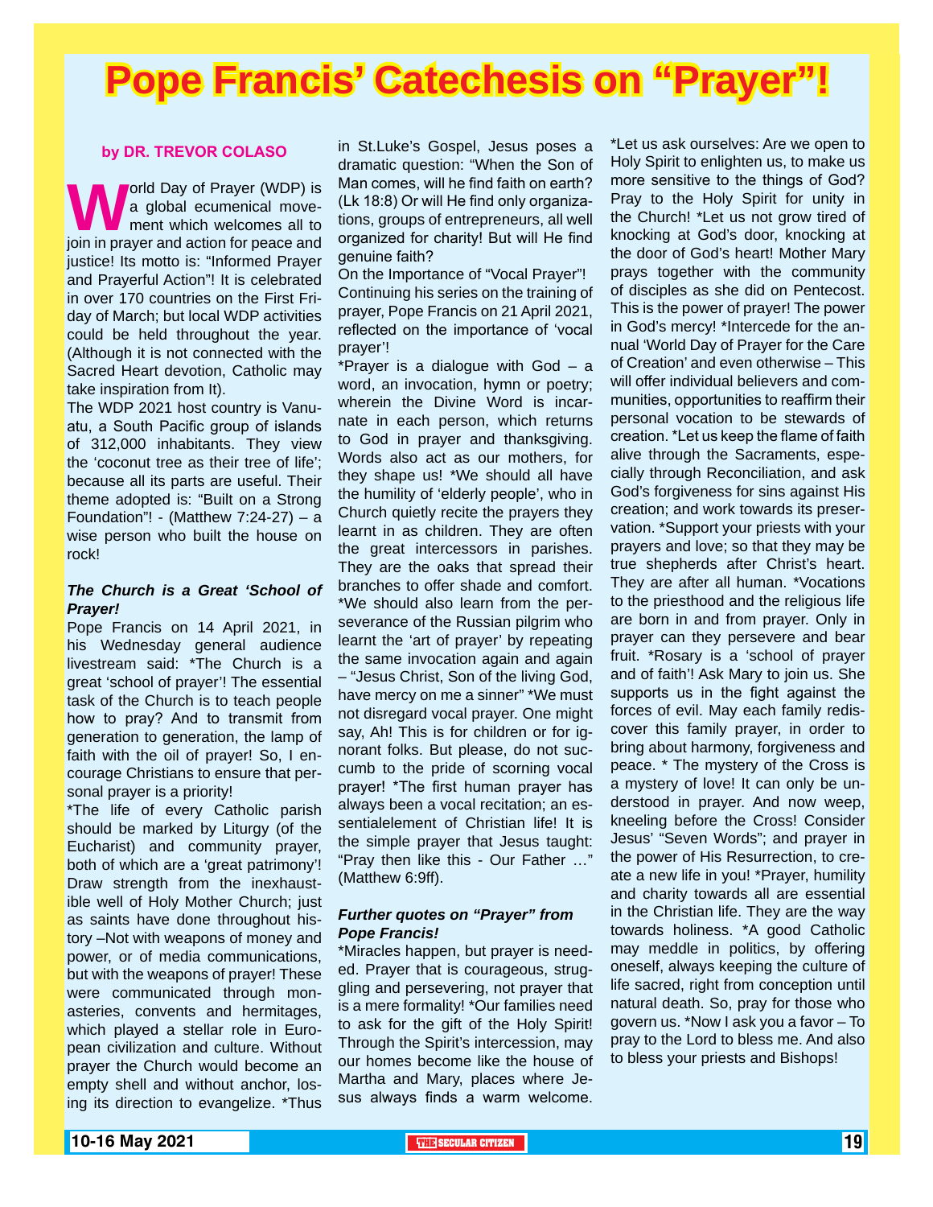# Pope Francis' Catechesis on "Prayer"!

**by DR. TREVOR COLASO**

World Day of Prayer (WDP) is a global ecumenical movement which welcomes all to join in prayer and action for peace and justice! Its motto is: "Informed Prayer and Prayerful Action"! It is celebrated in over 170 countries on the First Friday of March; but local WDP activities could be held throughout the year. (Although it is not connected with the Sacred Heart devotion, Catholic may take inspiration from It).

The WDP 2021 host country is Vanuatu, a South Pacific group of islands of 312,000 inhabitants. They view the 'coconut tree as their tree of life'; because all its parts are useful. Their theme adopted is: "Built on a Strong Foundation"! - (Matthew 7:24-27) – a wise person who built the house on rock!

***The Church is a Great 'School of Prayer!***

Pope Francis on 14 April 2021, in his Wednesday general audience livestream said: *The Church is a great 'school of prayer'! The essential task of the Church is to teach people how to pray? And to transmit from generation to generation, the lamp of faith with the oil of prayer! So, I encourage Christians to ensure that personal prayer is a priority!

*The life of every Catholic parish should be marked by Liturgy (of the Eucharist) and community prayer, both of which are a 'great patrimony'! Draw strength from the inexhaustible well of Holy Mother Church; just as saints have done throughout history –Not with weapons of money and power, or of media communications, but with the weapons of prayer! These were communicated through monasteries, convents and hermitages, which played a stellar role in European civilization and culture. Without prayer the Church would become an empty shell and without anchor, losing its direction to evangelize. *Thus in St.Luke's Gospel, Jesus poses a dramatic question: "When the Son of Man comes, will he find faith on earth? (Lk 18:8) Or will He find only organizations, groups of entrepreneurs, all well organized for charity! But will He find genuine faith?

On the Importance of "Vocal Prayer"!

Continuing his series on the training of prayer, Pope Francis on 21 April 2021, reflected on the importance of 'vocal prayer'!

*Prayer is a dialogue with God – a word, an invocation, hymn or poetry; wherein the Divine Word is incarnate in each person, which returns to God in prayer and thanksgiving. Words also act as our mothers, for they shape us! *We should all have the humility of 'elderly people', who in Church quietly recite the prayers they learnt in as children. They are often the great intercessors in parishes. They are the oaks that spread their branches to offer shade and comfort. *We should also learn from the perseverance of the Russian pilgrim who learnt the 'art of prayer' by repeating the same invocation again and again – "Jesus Christ, Son of the living God, have mercy on me a sinner" *We must not disregard vocal prayer. One might say, Ah! This is for children or for ignorant folks. But please, do not succumb to the pride of scorning vocal prayer! *The first human prayer has always been a vocal recitation; an essentialelement of Christian life! It is the simple prayer that Jesus taught: "Pray then like this - Our Father …" (Matthew 6:9ff).

***Further quotes on "Prayer" from Pope Francis!***

*Miracles happen, but prayer is needed. Prayer that is courageous, struggling and persevering, not prayer that is a mere formality! *Our families need to ask for the gift of the Holy Spirit! Through the Spirit's intercession, may our homes become like the house of Martha and Mary, places where Jesus always finds a warm welcome. *Let us ask ourselves: Are we open to Holy Spirit to enlighten us, to make us more sensitive to the things of God? Pray to the Holy Spirit for unity in the Church! *Let us not grow tired of knocking at God's door, knocking at the door of God's heart! Mother Mary prays together with the community of disciples as she did on Pentecost. This is the power of prayer! The power in God's mercy! *Intercede for the annual 'World Day of Prayer for the Care of Creation' and even otherwise – This will offer individual believers and communities, opportunities to reaffirm their personal vocation to be stewards of creation. *Let us keep the flame of faith alive through the Sacraments, especially through Reconciliation, and ask God's forgiveness for sins against His creation; and work towards its preservation. *Support your priests with your prayers and love; so that they may be true shepherds after Christ's heart. They are after all human. *Vocations to the priesthood and the religious life are born in and from prayer. Only in prayer can they persevere and bear fruit. *Rosary is a 'school of prayer and of faith'! Ask Mary to join us. She supports us in the fight against the forces of evil. May each family rediscover this family prayer, in order to bring about harmony, forgiveness and peace. * The mystery of the Cross is a mystery of love! It can only be understood in prayer. And now weep, kneeling before the Cross! Consider Jesus' "Seven Words"; and prayer in the power of His Resurrection, to create a new life in you! *Prayer, humility and charity towards all are essential in the Christian life. They are the way towards holiness. *A good Catholic may meddle in politics, by offering oneself, always keeping the culture of life sacred, right from conception until natural death. So, pray for those who govern us. *Now I ask you a favor – To pray to the Lord to bless me. And also to bless your priests and Bishops!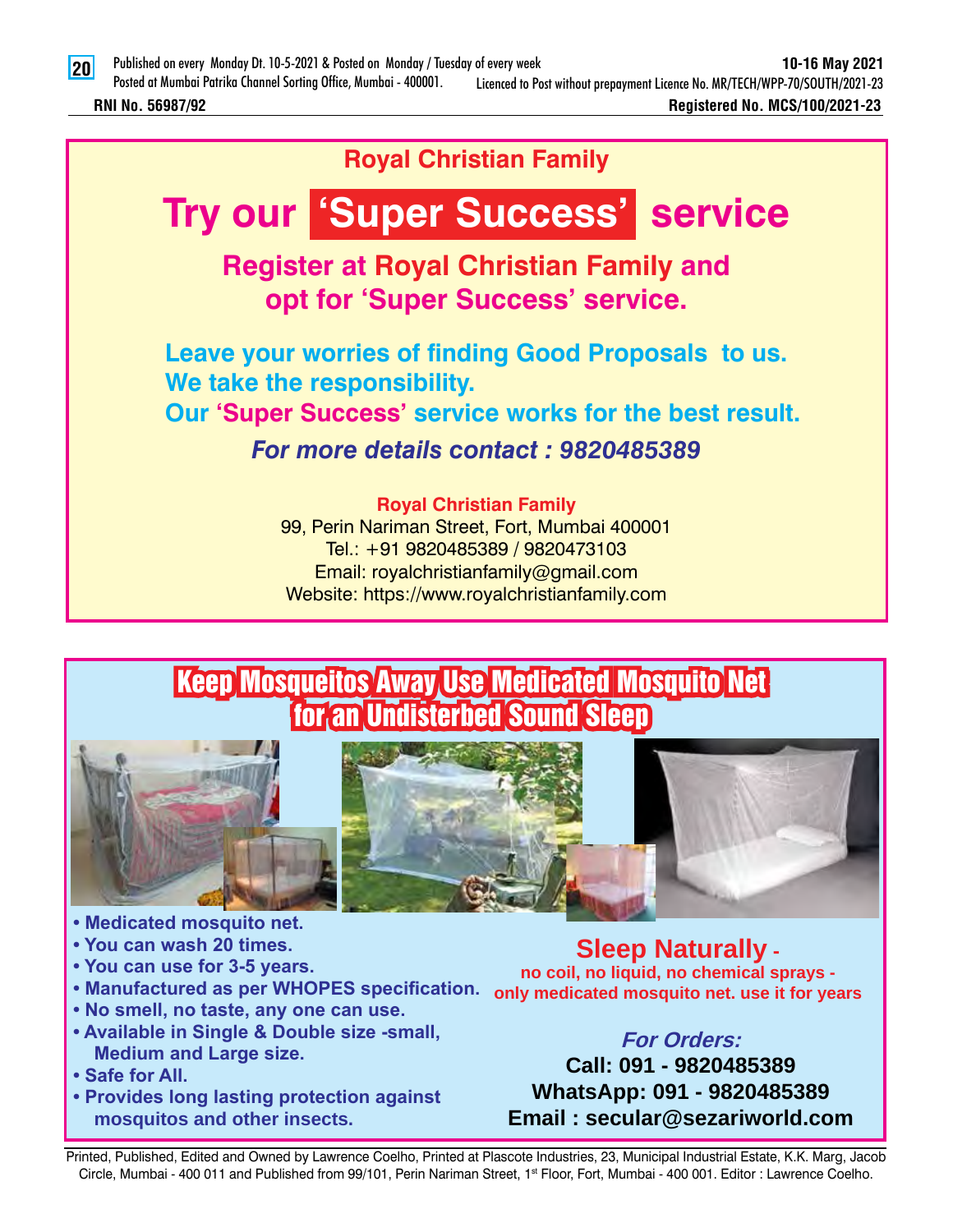## Royal Christian Family

# Try our 'Super Success' service

**Register at Royal Christian Family and opt for 'Super Success' service.**

**Leave your worries of finding Good Proposals to us.**
**We take the responsibility.**
**Our 'Super Success' service works for the best result.**

***For more details contact : 9820485389***

**Royal Christian Family**
99, Perin Nariman Street, Fort, Mumbai 400001
Tel.: +91 9820485389 / 9820473103
Email: royalchristianfamily@gmail.com
Website: https://www.royalchristianfamily.com

## Keep Mosqueitos Away Use Medicated Mosquito Net for an Undisterbed Sound Sleep

- **Medicated mosquito net.**
- **You can wash 20 times.**
- **You can use for 3-5 years.**
- **Manufactured as per WHOPES specification.**
- **No smell, no taste, any one can use.**
- **Available in Single & Double size -small, Medium and Large size.**
- **Safe for All.**
- **Provides long lasting protection against mosquitos and other insects.**

**Sleep Naturally -**
**no coil, no liquid, no chemical sprays - only medicated mosquito net. use it for years**

***For Orders:***
**Call: 091 - 9820485389**
**WhatsApp: 091 - 9820485389**
**Email : secular@sezariworld.com**

Printed, Published, Edited and Owned by Lawrence Coelho, Printed at Plascote Industries, 23, Municipal Industrial Estate, K.K. Marg, Jacob Circle, Mumbai - 400 011 and Published from 99/101, Perin Nariman Street, 1st Floor, Fort, Mumbai - 400 001. Editor : Lawrence Coelho.